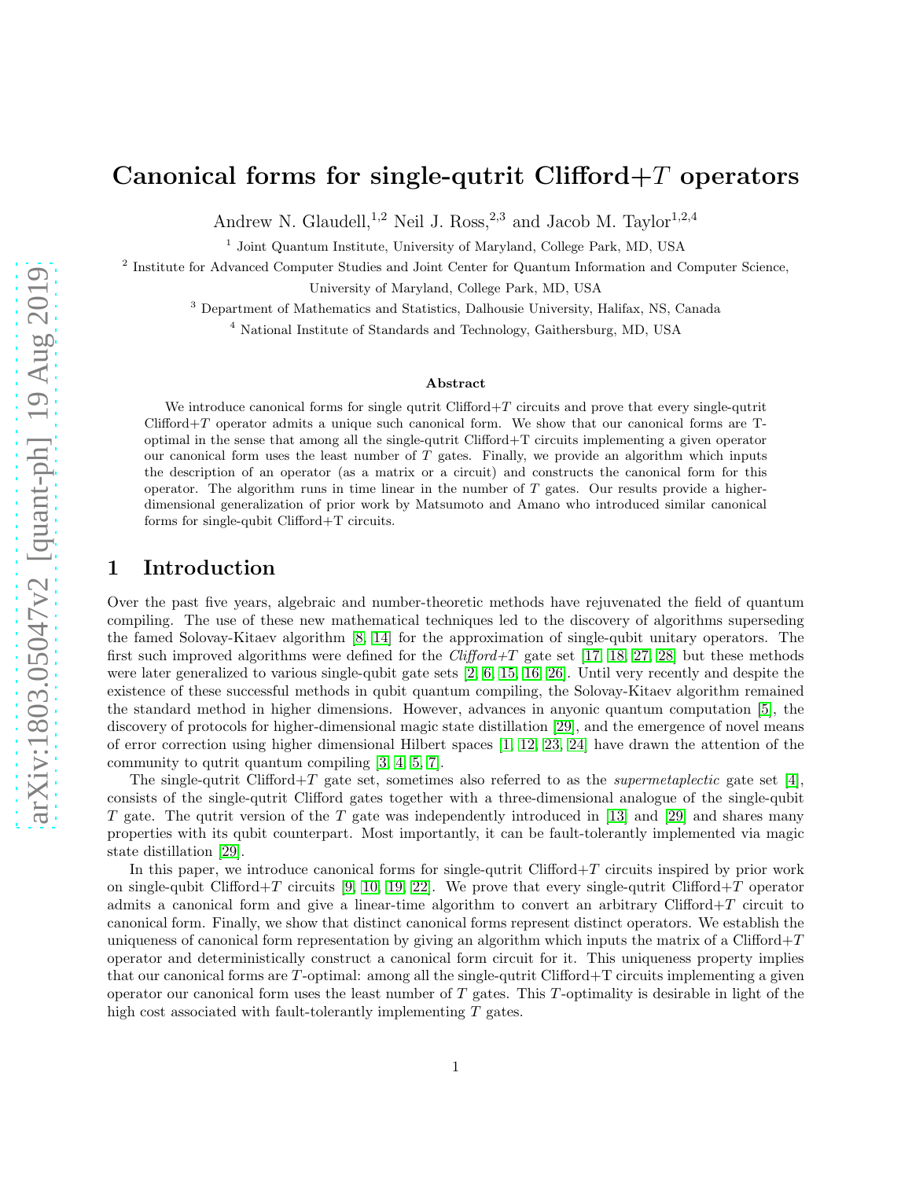# Canonical forms for single-qutrit Clifford+$T$ operators

Andrew N. Glaudell,[1,2] Neil J. Ross,[2,3] and Jacob M. Taylor[1,2,4]

[1] Joint Quantum Institute, University of Maryland, College Park, MD, USA

[2] Institute for Advanced Computer Studies and Joint Center for Quantum Information and Computer Science, University of Maryland, College Park, MD, USA

[3] Department of Mathematics and Statistics, Dalhousie University, Halifax, NS, Canada

[4] National Institute of Standards and Technology, Gaithersburg, MD, USA

### Abstract

We introduce canonical forms for single qutrit Clifford+$T$ circuits and prove that every single-qutrit Clifford+$T$ operator admits a unique such canonical form. We show that our canonical forms are T-optimal in the sense that among all the single-qutrit Clifford+T circuits implementing a given operator our canonical form uses the least number of $T$ gates. Finally, we provide an algorithm which inputs the description of an operator (as a matrix or a circuit) and constructs the canonical form for this operator. The algorithm runs in time linear in the number of $T$ gates. Our results provide a higher-dimensional generalization of prior work by Matsumoto and Amano who introduced similar canonical forms for single-qubit Clifford+T circuits.

## 1 Introduction

Over the past five years, algebraic and number-theoretic methods have rejuvenated the field of quantum compiling. The use of these new mathematical techniques led to the discovery of algorithms superseding the famed Solovay-Kitaev algorithm [8, 14] for the approximation of single-qubit unitary operators. The first such improved algorithms were defined for the *Clifford+T* gate set [17, 18, 27, 28] but these methods were later generalized to various single-qubit gate sets [2, 6, 15, 16, 26]. Until very recently and despite the existence of these successful methods in qubit quantum compiling, the Solovay-Kitaev algorithm remained the standard method in higher dimensions. However, advances in anyonic quantum computation [5], the discovery of protocols for higher-dimensional magic state distillation [29], and the emergence of novel means of error correction using higher dimensional Hilbert spaces [1, 12, 23, 24] have drawn the attention of the community to qutrit quantum compiling [3, 4, 5, 7].

The single-qutrit Clifford+$T$ gate set, sometimes also referred to as the *supermetaplectic* gate set [4], consists of the single-qutrit Clifford gates together with a three-dimensional analogue of the single-qubit $T$ gate. The qutrit version of the $T$ gate was independently introduced in [13] and [29] and shares many properties with its qubit counterpart. Most importantly, it can be fault-tolerantly implemented via magic state distillation [29].

In this paper, we introduce canonical forms for single-qutrit Clifford+$T$ circuits inspired by prior work on single-qubit Clifford+$T$ circuits [9, 10, 19, 22]. We prove that every single-qutrit Clifford+$T$ operator admits a canonical form and give a linear-time algorithm to convert an arbitrary Clifford+$T$ circuit to canonical form. Finally, we show that distinct canonical forms represent distinct operators. We establish the uniqueness of canonical form representation by giving an algorithm which inputs the matrix of a Clifford+$T$ operator and deterministically construct a canonical form circuit for it. This uniqueness property implies that our canonical forms are $T$-optimal: among all the single-qutrit Clifford+T circuits implementing a given operator our canonical form uses the least number of $T$ gates. This $T$-optimality is desirable in light of the high cost associated with fault-tolerantly implementing $T$ gates.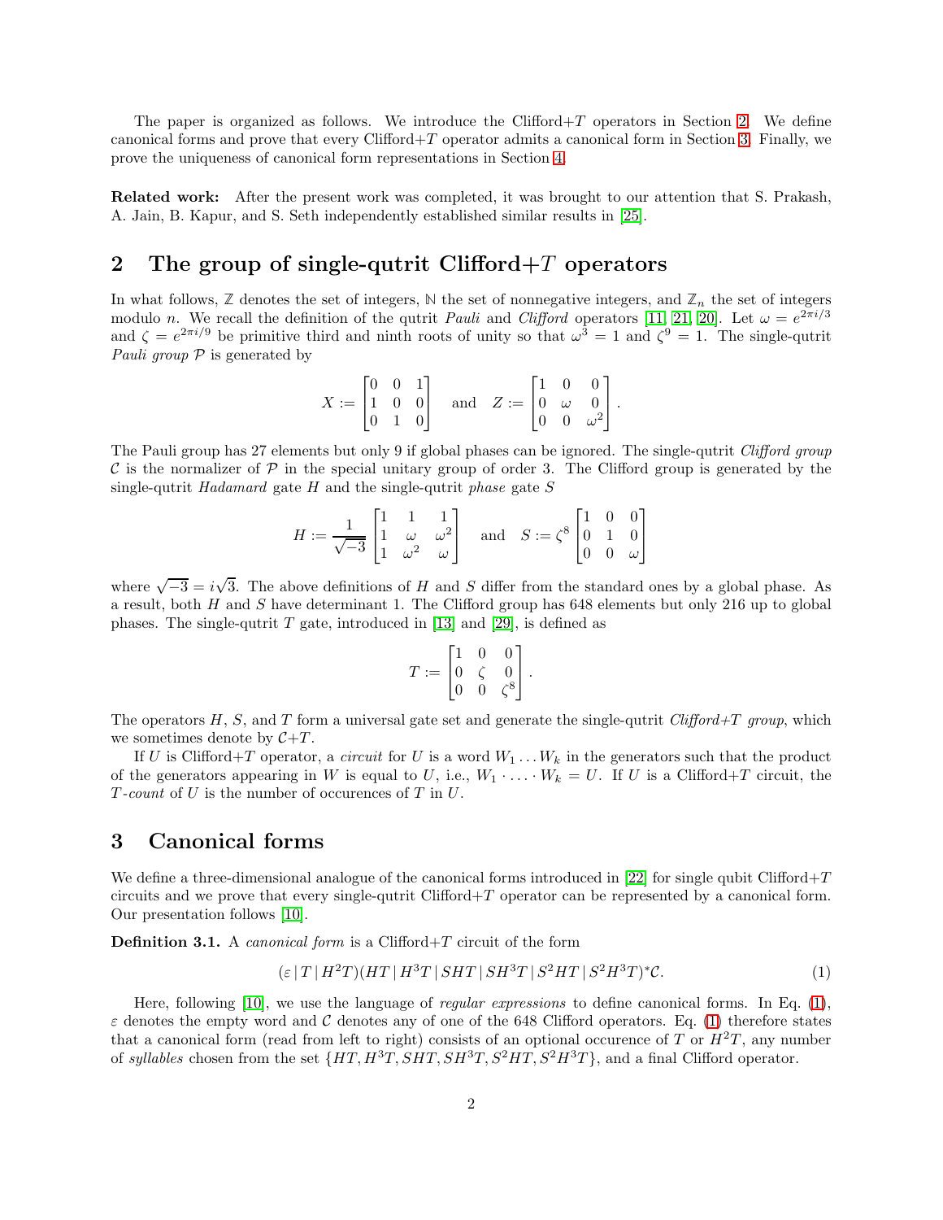The paper is organized as follows. We introduce the Clifford+$T$ operators in Section 2. We define canonical forms and prove that every Clifford+$T$ operator admits a canonical form in Section 3. Finally, we prove the uniqueness of canonical form representations in Section 4.

**Related work:** After the present work was completed, it was brought to our attention that S. Prakash, A. Jain, B. Kapur, and S. Seth independently established similar results in [25].

## 2 The group of single-qutrit Clifford+$T$ operators

In what follows, $\mathbb{Z}$ denotes the set of integers, $\mathbb{N}$ the set of nonnegative integers, and $\mathbb{Z}_n$ the set of integers modulo $n$. We recall the definition of the qutrit *Pauli* and *Clifford* operators [11, 21, 20]. Let $\omega = e^{2\pi i/3}$ and $\zeta = e^{2\pi i/9}$ be primitive third and ninth roots of unity so that $\omega^3 = 1$ and $\zeta^9 = 1$. The single-qutrit *Pauli group* $\mathcal{P}$ is generated by

$$X := \begin{bmatrix} 0 & 0 & 1 \\ 1 & 0 & 0 \\ 0 & 1 & 0 \end{bmatrix} \quad \text{and} \quad Z := \begin{bmatrix} 1 & 0 & 0 \\ 0 & \omega & 0 \\ 0 & 0 & \omega^2 \end{bmatrix}.$$

The Pauli group has 27 elements but only 9 if global phases can be ignored. The single-qutrit *Clifford group* $\mathcal{C}$ is the normalizer of $\mathcal{P}$ in the special unitary group of order 3. The Clifford group is generated by the single-qutrit *Hadamard* gate $H$ and the single-qutrit *phase* gate $S$

$$H := \frac{1}{\sqrt{-3}} \begin{bmatrix} 1 & 1 & 1 \\ 1 & \omega & \omega^2 \\ 1 & \omega^2 & \omega \end{bmatrix} \quad \text{and} \quad S := \zeta^8 \begin{bmatrix} 1 & 0 & 0 \\ 0 & 1 & 0 \\ 0 & 0 & \omega \end{bmatrix}$$

where $\sqrt{-3} = i\sqrt{3}$. The above definitions of $H$ and $S$ differ from the standard ones by a global phase. As a result, both $H$ and $S$ have determinant 1. The Clifford group has 648 elements but only 216 up to global phases. The single-qutrit $T$ gate, introduced in [13] and [29], is defined as

$$T := \begin{bmatrix} 1 & 0 & 0 \\ 0 & \zeta & 0 \\ 0 & 0 & \zeta^8 \end{bmatrix}.$$

The operators $H$, $S$, and $T$ form a universal gate set and generate the single-qutrit *Clifford+$T$ group*, which we sometimes denote by $\mathcal{C}+T$.

If $U$ is Clifford+$T$ operator, a *circuit* for $U$ is a word $W_1 \ldots W_k$ in the generators such that the product of the generators appearing in $W$ is equal to $U$, i.e., $W_1 \cdot \ldots \cdot W_k = U$. If $U$ is a Clifford+$T$ circuit, the *$T$-count* of $U$ is the number of occurences of $T$ in $U$.

## 3 Canonical forms

We define a three-dimensional analogue of the canonical forms introduced in [22] for single qubit Clifford+$T$ circuits and we prove that every single-qutrit Clifford+$T$ operator can be represented by a canonical form. Our presentation follows [10].

**Definition 3.1.** A *canonical form* is a Clifford+$T$ circuit of the form

$$(\varepsilon \,|\, T \,|\, H^2T)(HT \,|\, H^3T \,|\, SHT \,|\, SH^3T \,|\, S^2HT \,|\, S^2H^3T)^*\mathcal{C}. \tag{1}$$

Here, following [10], we use the language of *regular expressions* to define canonical forms. In Eq. (1), $\varepsilon$ denotes the empty word and $\mathcal{C}$ denotes any of one of the 648 Clifford operators. Eq. (1) therefore states that a canonical form (read from left to right) consists of an optional occurence of $T$ or $H^2T$, any number of *syllables* chosen from the set $\{HT, H^3T, SHT, SH^3T, S^2HT, S^2H^3T\}$, and a final Clifford operator.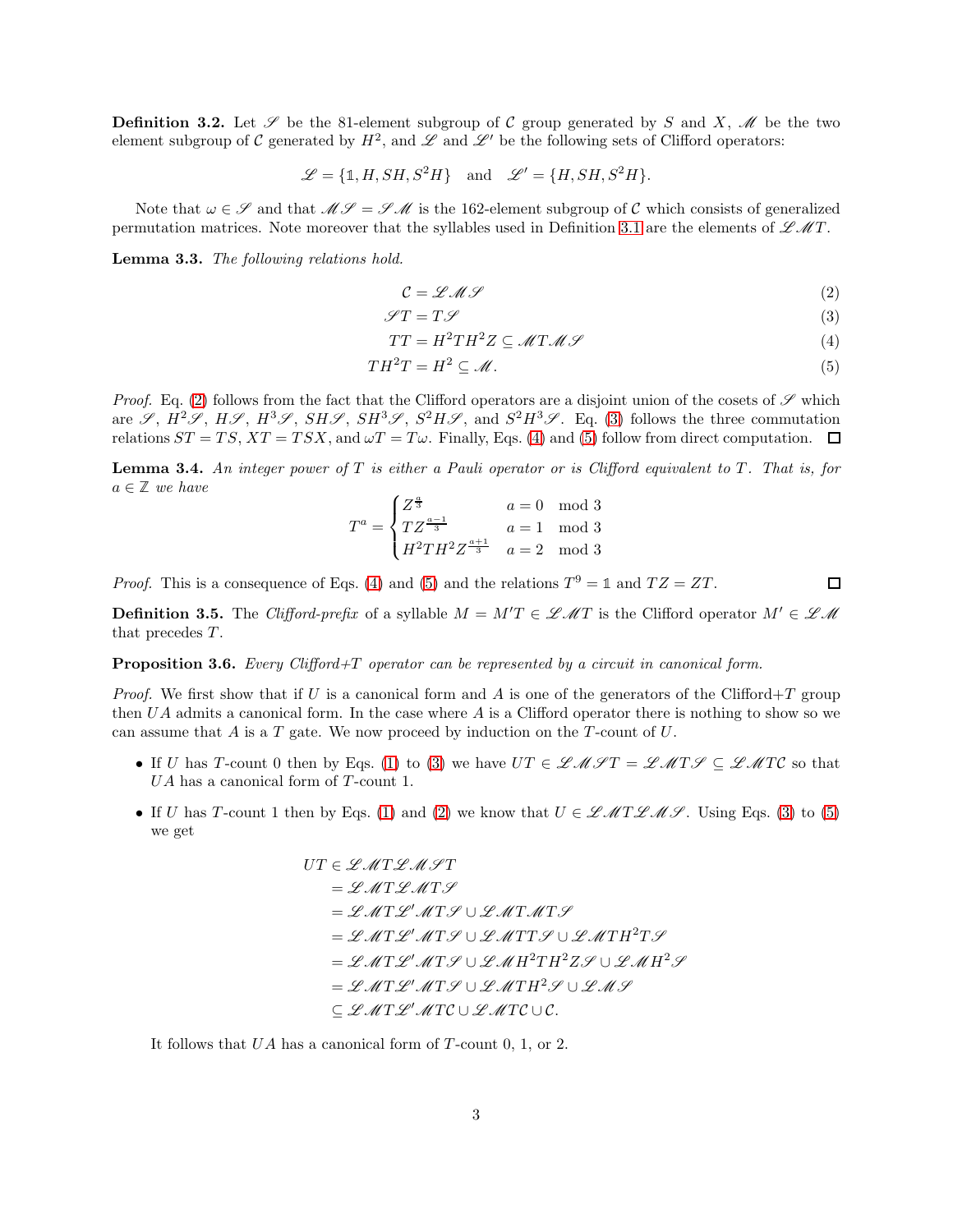**Definition 3.2.** Let $\mathscr{S}$ be the 81-element subgroup of $\mathcal{C}$ group generated by $S$ and $X$, $\mathscr{M}$ be the two element subgroup of $\mathcal{C}$ generated by $H^2$, and $\mathscr{L}$ and $\mathscr{L}'$ be the following sets of Clifford operators:

$$\mathscr{L} = \{\mathbb{1}, H, SH, S^2H\} \quad \text{and} \quad \mathscr{L}' = \{H, SH, S^2H\}.$$

Note that $\omega \in \mathscr{S}$ and that $\mathscr{M}\mathscr{S} = \mathscr{S}\mathscr{M}$ is the 162-element subgroup of $\mathcal{C}$ which consists of generalized permutation matrices. Note moreover that the syllables used in Definition 3.1 are the elements of $\mathscr{L}\mathscr{M}T$.

**Lemma 3.3.** *The following relations hold.*

$$\mathcal{C} = \mathscr{L}\mathscr{M}\mathscr{S} \tag{2}$$

$$\mathscr{S}T = T\mathscr{S} \tag{3}$$

$$TT = H^2TH^2Z \subseteq \mathscr{M}T\mathscr{M}\mathscr{S} \tag{4}$$

$$TH^2T = H^2 \subseteq \mathscr{M}. \tag{5}$$

*Proof.* Eq. (2) follows from the fact that the Clifford operators are a disjoint union of the cosets of $\mathscr{S}$ which are $\mathscr{S}$, $H^2\mathscr{S}$, $H\mathscr{S}$, $H^3\mathscr{S}$, $SH\mathscr{S}$, $SH^3\mathscr{S}$, $S^2H\mathscr{S}$, and $S^2H^3\mathscr{S}$. Eq. (3) follows the three commutation relations $ST = TS$, $XT = TSX$, and $\omega T = T\omega$. Finally, Eqs. (4) and (5) follow from direct computation. $\square$

**Lemma 3.4.** *An integer power of $T$ is either a Pauli operator or is Clifford equivalent to $T$. That is, for $a \in \mathbb{Z}$ we have*

$$T^a = \begin{cases} Z^{\frac{a}{3}} & a = 0 \mod 3 \\ TZ^{\frac{a-1}{3}} & a = 1 \mod 3 \\ H^2TH^2Z^{\frac{a+1}{3}} & a = 2 \mod 3 \end{cases}$$

*Proof.* This is a consequence of Eqs. (4) and (5) and the relations $T^9 = \mathbb{1}$ and $TZ = ZT$. $\square$

**Definition 3.5.** The *Clifford-prefix* of a syllable $M = M'T \in \mathscr{L}\mathscr{M}T$ is the Clifford operator $M' \in \mathscr{L}\mathscr{M}$ that precedes $T$.

**Proposition 3.6.** *Every Clifford+$T$ operator can be represented by a circuit in canonical form.*

*Proof.* We first show that if $U$ is a canonical form and $A$ is one of the generators of the Clifford+$T$ group then $UA$ admits a canonical form. In the case where $A$ is a Clifford operator there is nothing to show so we can assume that $A$ is a $T$ gate. We now proceed by induction on the $T$-count of $U$.

- If $U$ has $T$-count 0 then by Eqs. (1) to (3) we have $UT \in \mathscr{L}\mathscr{M}\mathscr{S}T = \mathscr{L}\mathscr{M}T\mathscr{S} \subseteq \mathscr{L}\mathscr{M}T\mathcal{C}$ so that $UA$ has a canonical form of $T$-count 1.

- If $U$ has $T$-count 1 then by Eqs. (1) and (2) we know that $U \in \mathscr{L}\mathscr{M}T\mathscr{L}\mathscr{M}\mathscr{S}$. Using Eqs. (3) to (5) we get

$$\begin{aligned}
UT &\in \mathscr{L}\mathscr{M}T\mathscr{L}\mathscr{M}\mathscr{S}T \\
&= \mathscr{L}\mathscr{M}T\mathscr{L}\mathscr{M}T\mathscr{S} \\
&= \mathscr{L}\mathscr{M}T\mathscr{L}'\mathscr{M}T\mathscr{S} \cup \mathscr{L}\mathscr{M}T.\mathscr{M}T\mathscr{S} \\
&= \mathscr{L}\mathscr{M}T\mathscr{L}'\mathscr{M}T\mathscr{S} \cup \mathscr{L}\mathscr{M}TT\mathscr{S} \cup \mathscr{L}\mathscr{M}TH^2T\mathscr{S} \\
&= \mathscr{L}\mathscr{M}T\mathscr{L}'\mathscr{M}T\mathscr{S} \cup \mathscr{L}\mathscr{M}H^2TH^2Z\mathscr{S} \cup \mathscr{L}\mathscr{M}H^2\mathscr{S} \\
&= \mathscr{L}\mathscr{M}T\mathscr{L}'\mathscr{M}T\mathscr{S} \cup \mathscr{L}\mathscr{M}TH^2\mathscr{S} \cup \mathscr{L}\mathscr{M}\mathscr{S} \\
&\subseteq \mathscr{L}\mathscr{M}T\mathscr{L}'\mathscr{M}T\mathcal{C} \cup \mathscr{L}\mathscr{M}T\mathcal{C} \cup \mathcal{C}.
\end{aligned}$$

It follows that $UA$ has a canonical form of $T$-count 0, 1, or 2.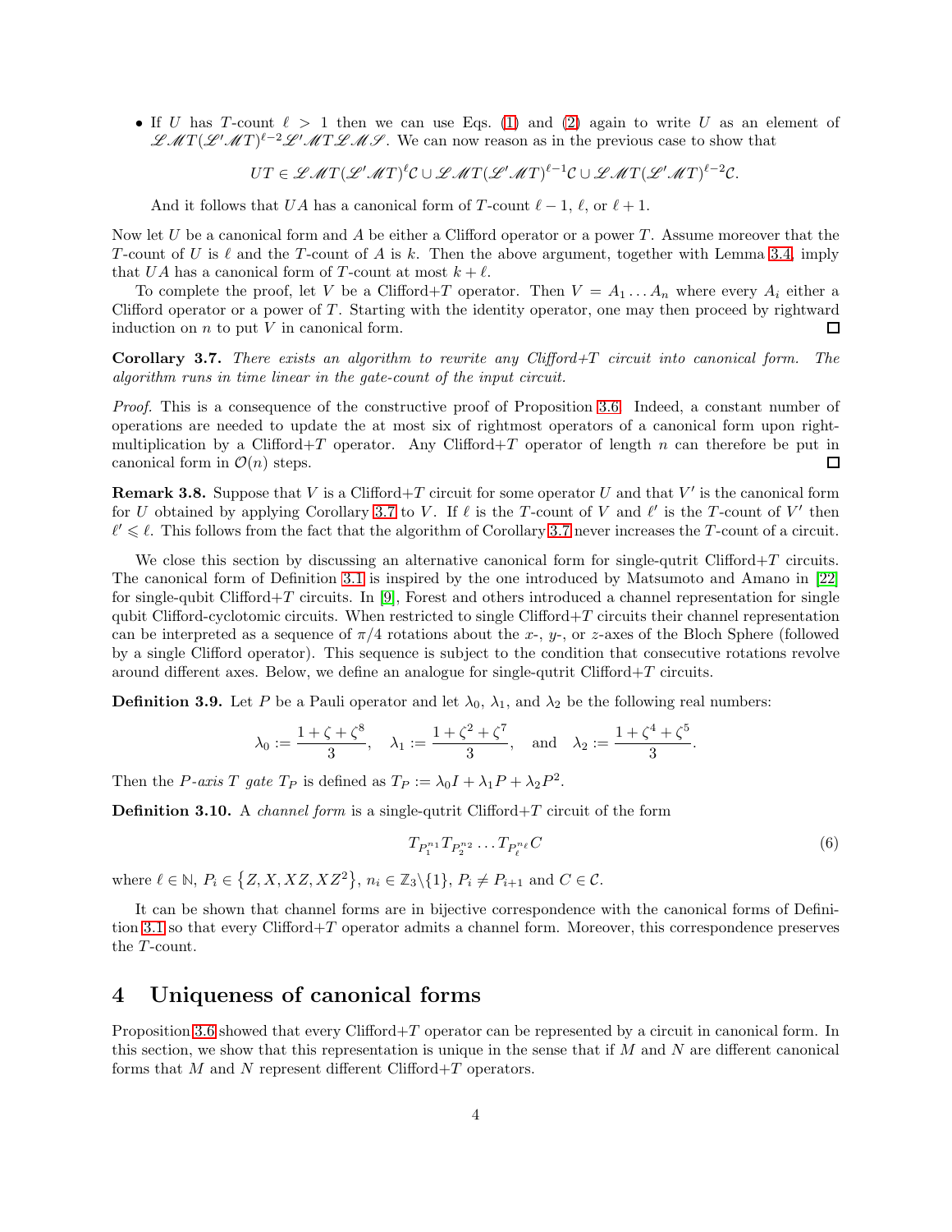- If $U$ has $T$-count $\ell > 1$ then we can use Eqs. (1) and (2) again to write $U$ as an element of $\mathscr{L}\mathscr{M}T(\mathscr{L}'\mathscr{M}T)^{\ell-2}\mathscr{L}'\mathscr{M}T\mathscr{L}\mathscr{M}\mathscr{S}$. We can now reason as in the previous case to show that

$$UT \in \mathscr{L}\mathscr{M}T(\mathscr{L}'\mathscr{M}T)^{\ell}\mathcal{C} \cup \mathscr{L}\mathscr{M}T(\mathscr{L}'\mathscr{M}T)^{\ell-1}\mathcal{C} \cup \mathscr{L}\mathscr{M}T(\mathscr{L}'\mathscr{M}T)^{\ell-2}\mathcal{C}.$$

  And it follows that $UA$ has a canonical form of $T$-count $\ell - 1$, $\ell$, or $\ell + 1$.

Now let $U$ be a canonical form and $A$ be either a Clifford operator or a power $T$. Assume moreover that the $T$-count of $U$ is $\ell$ and the $T$-count of $A$ is $k$. Then the above argument, together with Lemma 3.4, imply that $UA$ has a canonical form of $T$-count at most $k + \ell$.

To complete the proof, let $V$ be a Clifford+$T$ operator. Then $V = A_1 \dots A_n$ where every $A_i$ either a Clifford operator or a power of $T$. Starting with the identity operator, one may then proceed by rightward induction on $n$ to put $V$ in canonical form. □

**Corollary 3.7.** *There exists an algorithm to rewrite any Clifford+$T$ circuit into canonical form. The algorithm runs in time linear in the gate-count of the input circuit.*

*Proof.* This is a consequence of the constructive proof of Proposition 3.6. Indeed, a constant number of operations are needed to update the at most six of rightmost operators of a canonical form upon right-multiplication by a Clifford+$T$ operator. Any Clifford+$T$ operator of length $n$ can therefore be put in canonical form in $\mathcal{O}(n)$ steps. □

**Remark 3.8.** Suppose that $V$ is a Clifford+$T$ circuit for some operator $U$ and that $V'$ is the canonical form for $U$ obtained by applying Corollary 3.7 to $V$. If $\ell$ is the $T$-count of $V$ and $\ell'$ is the $T$-count of $V'$ then $\ell' \leqslant \ell$. This follows from the fact that the algorithm of Corollary 3.7 never increases the $T$-count of a circuit.

We close this section by discussing an alternative canonical form for single-qutrit Clifford+$T$ circuits. The canonical form of Definition 3.1 is inspired by the one introduced by Matsumoto and Amano in [22] for single-qubit Clifford+$T$ circuits. In [9], Forest and others introduced a channel representation for single qubit Clifford-cyclotomic circuits. When restricted to single Clifford+$T$ circuits their channel representation can be interpreted as a sequence of $\pi/4$ rotations about the $x$-, $y$-, or $z$-axes of the Bloch Sphere (followed by a single Clifford operator). This sequence is subject to the condition that consecutive rotations revolve around different axes. Below, we define an analogue for single-qutrit Clifford+$T$ circuits.

**Definition 3.9.** Let $P$ be a Pauli operator and let $\lambda_0$, $\lambda_1$, and $\lambda_2$ be the following real numbers:

$$\lambda_0 := \frac{1 + \zeta + \zeta^8}{3}, \quad \lambda_1 := \frac{1 + \zeta^2 + \zeta^7}{3}, \quad \text{and} \quad \lambda_2 := \frac{1 + \zeta^4 + \zeta^5}{3}.$$

Then the *$P$-axis $T$ gate* $T_P$ is defined as $T_P := \lambda_0 I + \lambda_1 P + \lambda_2 P^2$.

**Definition 3.10.** A *channel form* is a single-qutrit Clifford+$T$ circuit of the form

$$T_{P_1^{n_1}} T_{P_2^{n_2}} \dots T_{P_\ell^{n_\ell}} C \tag{6}$$

where $\ell \in \mathbb{N}$, $P_i \in \{Z, X, XZ, XZ^2\}$, $n_i \in \mathbb{Z}_3 \backslash \{1\}$, $P_i \neq P_{i+1}$ and $C \in \mathcal{C}$.

It can be shown that channel forms are in bijective correspondence with the canonical forms of Definition 3.1 so that every Clifford+$T$ operator admits a channel form. Moreover, this correspondence preserves the $T$-count.

## 4 Uniqueness of canonical forms

Proposition 3.6 showed that every Clifford+$T$ operator can be represented by a circuit in canonical form. In this section, we show that this representation is unique in the sense that if $M$ and $N$ are different canonical forms that $M$ and $N$ represent different Clifford+$T$ operators.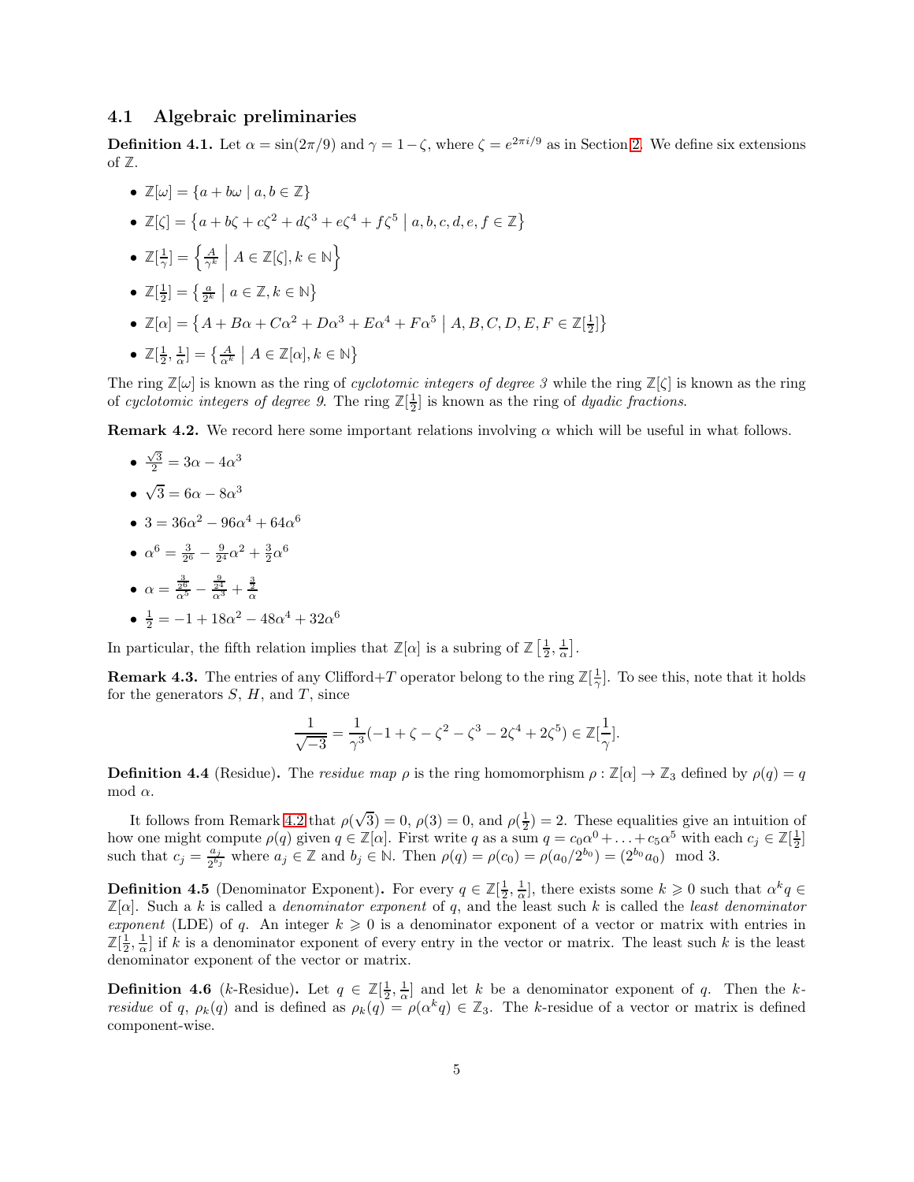### 4.1 Algebraic preliminaries

**Definition 4.1.** Let $\alpha = \sin(2\pi/9)$ and $\gamma = 1 - \zeta$, where $\zeta = e^{2\pi i/9}$ as in Section 2. We define six extensions of $\mathbb{Z}$.

- $\mathbb{Z}[\omega] = \{a + b\omega \mid a, b \in \mathbb{Z}\}$
- $\mathbb{Z}[\zeta] = \left\{a + b\zeta + c\zeta^2 + d\zeta^3 + e\zeta^4 + f\zeta^5 \;\middle|\; a, b, c, d, e, f \in \mathbb{Z}\right\}$
- $\mathbb{Z}[\frac{1}{\gamma}] = \left\{\frac{A}{\gamma^k} \;\middle|\; A \in \mathbb{Z}[\zeta], k \in \mathbb{N}\right\}$
- $\mathbb{Z}[\frac{1}{2}] = \left\{\frac{a}{2^k} \;\middle|\; a \in \mathbb{Z}, k \in \mathbb{N}\right\}$
- $\mathbb{Z}[\alpha] = \left\{A + B\alpha + C\alpha^2 + D\alpha^3 + E\alpha^4 + F\alpha^5 \;\middle|\; A, B, C, D, E, F \in \mathbb{Z}[\frac{1}{2}]\right\}$
- $\mathbb{Z}[\frac{1}{2}, \frac{1}{\alpha}] = \left\{\frac{A}{\alpha^k} \;\middle|\; A \in \mathbb{Z}[\alpha], k \in \mathbb{N}\right\}$

The ring $\mathbb{Z}[\omega]$ is known as the ring of *cyclotomic integers of degree 3* while the ring $\mathbb{Z}[\zeta]$ is known as the ring of *cyclotomic integers of degree 9*. The ring $\mathbb{Z}[\frac{1}{2}]$ is known as the ring of *dyadic fractions*.

**Remark 4.2.** We record here some important relations involving $\alpha$ which will be useful in what follows.

- $\frac{\sqrt{3}}{2} = 3\alpha - 4\alpha^3$
- $\sqrt{3} = 6\alpha - 8\alpha^3$
- $3 = 36\alpha^2 - 96\alpha^4 + 64\alpha^6$
- $\alpha^6 = \frac{3}{2^6} - \frac{9}{2^4}\alpha^2 + \frac{3}{2}\alpha^6$
- $\alpha = \frac{\frac{3}{2^6}}{\alpha^5} - \frac{\frac{9}{2^4}}{\alpha^3} + \frac{\frac{3}{2}}{\alpha}$
- $\frac{1}{2} = -1 + 18\alpha^2 - 48\alpha^4 + 32\alpha^6$

In particular, the fifth relation implies that $\mathbb{Z}[\alpha]$ is a subring of $\mathbb{Z}\left[\frac{1}{2}, \frac{1}{\alpha}\right]$.

**Remark 4.3.** The entries of any Clifford+$T$ operator belong to the ring $\mathbb{Z}[\frac{1}{\gamma}]$. To see this, note that it holds for the generators $S$, $H$, and $T$, since

$$\frac{1}{\sqrt{-3}} = \frac{1}{\gamma^3}(-1 + \zeta - \zeta^2 - \zeta^3 - 2\zeta^4 + 2\zeta^5) \in \mathbb{Z}[\frac{1}{\gamma}].$$

**Definition 4.4** (Residue)**.** The *residue map* $\rho$ is the ring homomorphism $\rho : \mathbb{Z}[\alpha] \to \mathbb{Z}_3$ defined by $\rho(q) = q \mod \alpha$.

It follows from Remark 4.2 that $\rho(\sqrt{3}) = 0$, $\rho(3) = 0$, and $\rho(\frac{1}{2}) = 2$. These equalities give an intuition of how one might compute $\rho(q)$ given $q \in \mathbb{Z}[\alpha]$. First write $q$ as a sum $q = c_0\alpha^0 + \ldots + c_5\alpha^5$ with each $c_j \in \mathbb{Z}[\frac{1}{2}]$ such that $c_j = \frac{a_j}{2^{b_j}}$ where $a_j \in \mathbb{Z}$ and $b_j \in \mathbb{N}$. Then $\rho(q) = \rho(c_0) = \rho(a_0/2^{b_0}) = (2^{b_0}a_0) \mod 3$.

**Definition 4.5** (Denominator Exponent)**.** For every $q \in \mathbb{Z}[\frac{1}{2}, \frac{1}{\alpha}]$, there exists some $k \geqslant 0$ such that $\alpha^k q \in \mathbb{Z}[\alpha]$. Such a $k$ is called a *denominator exponent* of $q$, and the least such $k$ is called the *least denominator exponent* (LDE) of $q$. An integer $k \geqslant 0$ is a denominator exponent of a vector or matrix with entries in $\mathbb{Z}[\frac{1}{2}, \frac{1}{\alpha}]$ if $k$ is a denominator exponent of every entry in the vector or matrix. The least such $k$ is the least denominator exponent of the vector or matrix.

**Definition 4.6** ($k$-Residue)**.** Let $q \in \mathbb{Z}[\frac{1}{2}, \frac{1}{\alpha}]$ and let $k$ be a denominator exponent of $q$. Then the *$k$-residue* of $q$, $\rho_k(q)$ and is defined as $\rho_k(q) = \rho(\alpha^k q) \in \mathbb{Z}_3$. The $k$-residue of a vector or matrix is defined component-wise.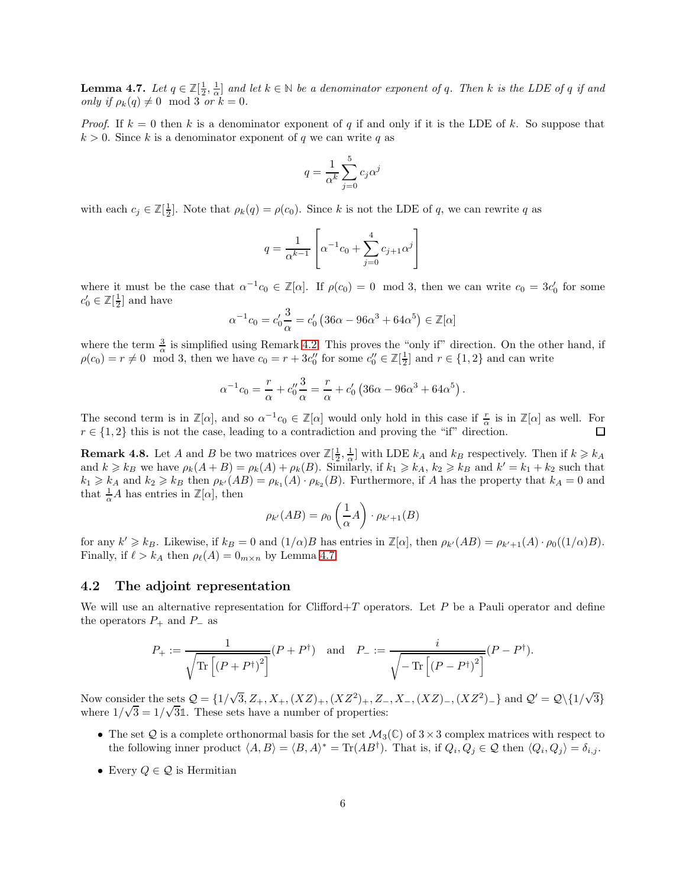**Lemma 4.7.** *Let $q \in \mathbb{Z}[\frac{1}{2}, \frac{1}{\alpha}]$ and let $k \in \mathbb{N}$ be a denominator exponent of $q$. Then $k$ is the LDE of $q$ if and only if $\rho_k(q) \neq 0 \mod 3$ or $k = 0$.*

*Proof.* If $k = 0$ then $k$ is a denominator exponent of $q$ if and only if it is the LDE of $k$. So suppose that $k > 0$. Since $k$ is a denominator exponent of $q$ we can write $q$ as

$$q = \frac{1}{\alpha^k} \sum_{j=0}^{5} c_j \alpha^j$$

with each $c_j \in \mathbb{Z}[\frac{1}{2}]$. Note that $\rho_k(q) = \rho(c_0)$. Since $k$ is not the LDE of $q$, we can rewrite $q$ as

$$q = \frac{1}{\alpha^{k-1}} \left[ \alpha^{-1} c_0 + \sum_{j=0}^{4} c_{j+1} \alpha^j \right]$$

where it must be the case that $\alpha^{-1} c_0 \in \mathbb{Z}[\alpha]$. If $\rho(c_0) = 0 \mod 3$, then we can write $c_0 = 3c_0'$ for some $c_0' \in \mathbb{Z}[\frac{1}{2}]$ and have

$$\alpha^{-1} c_0 = c_0' \frac{3}{\alpha} = c_0' \left(36\alpha - 96\alpha^3 + 64\alpha^5\right) \in \mathbb{Z}[\alpha]$$

where the term $\frac{3}{\alpha}$ is simplified using Remark 4.2. This proves the "only if" direction. On the other hand, if $\rho(c_0) = r \neq 0 \mod 3$, then we have $c_0 = r + 3c_0''$ for some $c_0'' \in \mathbb{Z}[\frac{1}{2}]$ and $r \in \{1, 2\}$ and can write

$$\alpha^{-1} c_0 = \frac{r}{\alpha} + c_0'' \frac{3}{\alpha} = \frac{r}{\alpha} + c_0' \left(36\alpha - 96\alpha^3 + 64\alpha^5\right).$$

The second term is in $\mathbb{Z}[\alpha]$, and so $\alpha^{-1} c_0 \in \mathbb{Z}[\alpha]$ would only hold in this case if $\frac{r}{\alpha}$ is in $\mathbb{Z}[\alpha]$ as well. For $r \in \{1, 2\}$ this is not the case, leading to a contradiction and proving the "if" direction. ☐

**Remark 4.8.** Let $A$ and $B$ be two matrices over $\mathbb{Z}[\frac{1}{2}, \frac{1}{\alpha}]$ with LDE $k_A$ and $k_B$ respectively. Then if $k \geqslant k_A$ and $k \geqslant k_B$ we have $\rho_k(A + B) = \rho_k(A) + \rho_k(B)$. Similarly, if $k_1 \geqslant k_A$, $k_2 \geqslant k_B$ and $k' = k_1 + k_2$ such that $k_1 \geqslant k_A$ and $k_2 \geqslant k_B$ then $\rho_{k'}(AB) = \rho_{k_1}(A) \cdot \rho_{k_2}(B)$. Furthermore, if $A$ has the property that $k_A = 0$ and that $\frac{1}{\alpha} A$ has entries in $\mathbb{Z}[\alpha]$, then

$$\rho_{k'}(AB) = \rho_0\left(\frac{1}{\alpha} A\right) \cdot \rho_{k'+1}(B)$$

for any $k' \geqslant k_B$. Likewise, if $k_B = 0$ and $(1/\alpha)B$ has entries in $\mathbb{Z}[\alpha]$, then $\rho_{k'}(AB) = \rho_{k'+1}(A) \cdot \rho_0((1/\alpha)B)$. Finally, if $\ell > k_A$ then $\rho_\ell(A) = 0_{m \times n}$ by Lemma 4.7.

## 4.2 The adjoint representation

We will use an alternative representation for Clifford+$T$ operators. Let $P$ be a Pauli operator and define the operators $P_+$ and $P_-$ as

$$P_+ := \frac{1}{\sqrt{\operatorname{Tr}\left[(P + P^\dagger)^2\right]}} (P + P^\dagger) \quad \text{and} \quad P_- := \frac{i}{\sqrt{-\operatorname{Tr}\left[(P - P^\dagger)^2\right]}} (P - P^\dagger).$$

Now consider the sets $\mathcal{Q} = \{1/\sqrt{3}, Z_+, X_+, (XZ)_+, (XZ^2)_+, Z_-, X_-, (XZ)_-, (XZ^2)_-\}$ and $\mathcal{Q}' = \mathcal{Q} \backslash \{1/\sqrt{3}\}$ where $1/\sqrt{3} = 1/\sqrt{3}\mathbb{1}$. These sets have a number of properties:

- The set $\mathcal{Q}$ is a complete orthonormal basis for the set $\mathcal{M}_3(\mathbb{C})$ of $3 \times 3$ complex matrices with respect to the following inner product $\langle A, B \rangle = \langle B, A \rangle^* = \operatorname{Tr}(AB^\dagger)$. That is, if $Q_i, Q_j \in \mathcal{Q}$ then $\langle Q_i, Q_j \rangle = \delta_{i,j}$.
- Every $Q \in \mathcal{Q}$ is Hermitian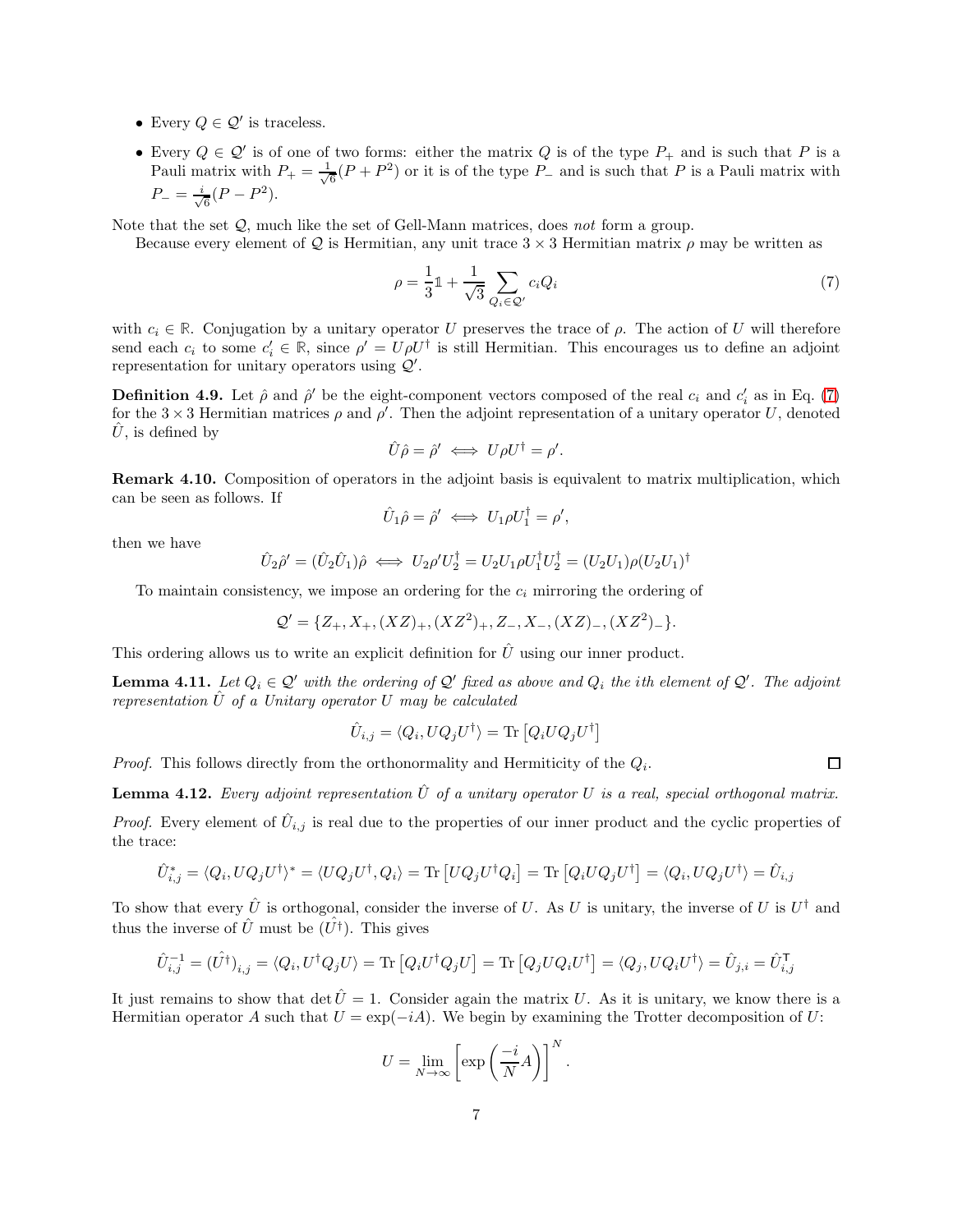- Every $Q \in \mathcal{Q}'$ is traceless.
- Every $Q \in \mathcal{Q}'$ is of one of two forms: either the matrix $Q$ is of the type $P_+$ and is such that $P$ is a Pauli matrix with $P_+ = \frac{1}{\sqrt{6}}(P + P^2)$ or it is of the type $P_-$ and is such that $P$ is a Pauli matrix with $P_- = \frac{i}{\sqrt{6}}(P - P^2)$.

Note that the set $\mathcal{Q}$, much like the set of Gell-Mann matrices, does *not* form a group.

Because every element of $\mathcal{Q}$ is Hermitian, any unit trace $3 \times 3$ Hermitian matrix $\rho$ may be written as

$$\rho = \frac{1}{3}\mathbb{1} + \frac{1}{\sqrt{3}} \sum_{Q_i \in \mathcal{Q}'} c_i Q_i \tag{7}$$

with $c_i \in \mathbb{R}$. Conjugation by a unitary operator $U$ preserves the trace of $\rho$. The action of $U$ will therefore send each $c_i$ to some $c_i' \in \mathbb{R}$, since $\rho' = U\rho U^\dagger$ is still Hermitian. This encourages us to define an adjoint representation for unitary operators using $\mathcal{Q}'$.

**Definition 4.9.** Let $\hat{\rho}$ and $\hat{\rho}'$ be the eight-component vectors composed of the real $c_i$ and $c_i'$ as in Eq. (7) for the $3 \times 3$ Hermitian matrices $\rho$ and $\rho'$. Then the adjoint representation of a unitary operator $U$, denoted $\hat{U}$, is defined by

$$\hat{U}\hat{\rho} = \hat{\rho}' \iff U\rho U^\dagger = \rho'.$$

**Remark 4.10.** Composition of operators in the adjoint basis is equivalent to matrix multiplication, which can be seen as follows. If

$$\hat{U}_1\hat{\rho} = \hat{\rho}' \iff U_1\rho U_1^\dagger = \rho',$$

then we have

$$\hat{U}_2\hat{\rho}' = (\hat{U}_2\hat{U}_1)\hat{\rho} \iff U_2\rho' U_2^\dagger = U_2 U_1 \rho U_1^\dagger U_2^\dagger = (U_2 U_1)\rho(U_2 U_1)^\dagger$$

To maintain consistency, we impose an ordering for the $c_i$ mirroring the ordering of

$$\mathcal{Q}' = \{Z_+, X_+, (XZ)_+, (XZ^2)_+, Z_-, X_-, (XZ)_-, (XZ^2)_-\}.$$

This ordering allows us to write an explicit definition for $\hat{U}$ using our inner product.

**Lemma 4.11.** *Let $Q_i \in \mathcal{Q}'$ with the ordering of $\mathcal{Q}'$ fixed as above and $Q_i$ the ith element of $\mathcal{Q}'$. The adjoint representation $\hat{U}$ of a Unitary operator $U$ may be calculated*

$$\hat{U}_{i,j} = \langle Q_i, U Q_j U^\dagger \rangle = \mathrm{Tr}\left[Q_i U Q_j U^\dagger\right]$$

*Proof.* This follows directly from the orthonormality and Hermiticity of the $Q_i$. ∎

**Lemma 4.12.** *Every adjoint representation $\hat{U}$ of a unitary operator $U$ is a real, special orthogonal matrix.*

*Proof.* Every element of $\hat{U}_{i,j}$ is real due to the properties of our inner product and the cyclic properties of the trace:

$$\hat{U}_{i,j}^* = \langle Q_i, U Q_j U^\dagger \rangle^* = \langle U Q_j U^\dagger, Q_i \rangle = \mathrm{Tr}\left[U Q_j U^\dagger Q_i\right] = \mathrm{Tr}\left[Q_i U Q_j U^\dagger\right] = \langle Q_i, U Q_j U^\dagger \rangle = \hat{U}_{i,j}$$

To show that every $\hat{U}$ is orthogonal, consider the inverse of $U$. As $U$ is unitary, the inverse of $U$ is $U^\dagger$ and thus the inverse of $\hat{U}$ must be $(\hat{U^\dagger})$. This gives

$$\hat{U}_{i,j}^{-1} = (\hat{U^\dagger})_{i,j} = \langle Q_i, U^\dagger Q_j U \rangle = \mathrm{Tr}\left[Q_i U^\dagger Q_j U\right] = \mathrm{Tr}\left[Q_j U Q_i U^\dagger\right] = \langle Q_j, U Q_i U^\dagger \rangle = \hat{U}_{j,i} = \hat{U}_{i,j}^\mathsf{T}$$

It just remains to show that $\det \hat{U} = 1$. Consider again the matrix $U$. As it is unitary, we know there is a Hermitian operator $A$ such that $U = \exp(-iA)$. We begin by examining the Trotter decomposition of $U$:

$$U = \lim_{N \to \infty} \left[\exp\left(\frac{-i}{N} A\right)\right]^N.$$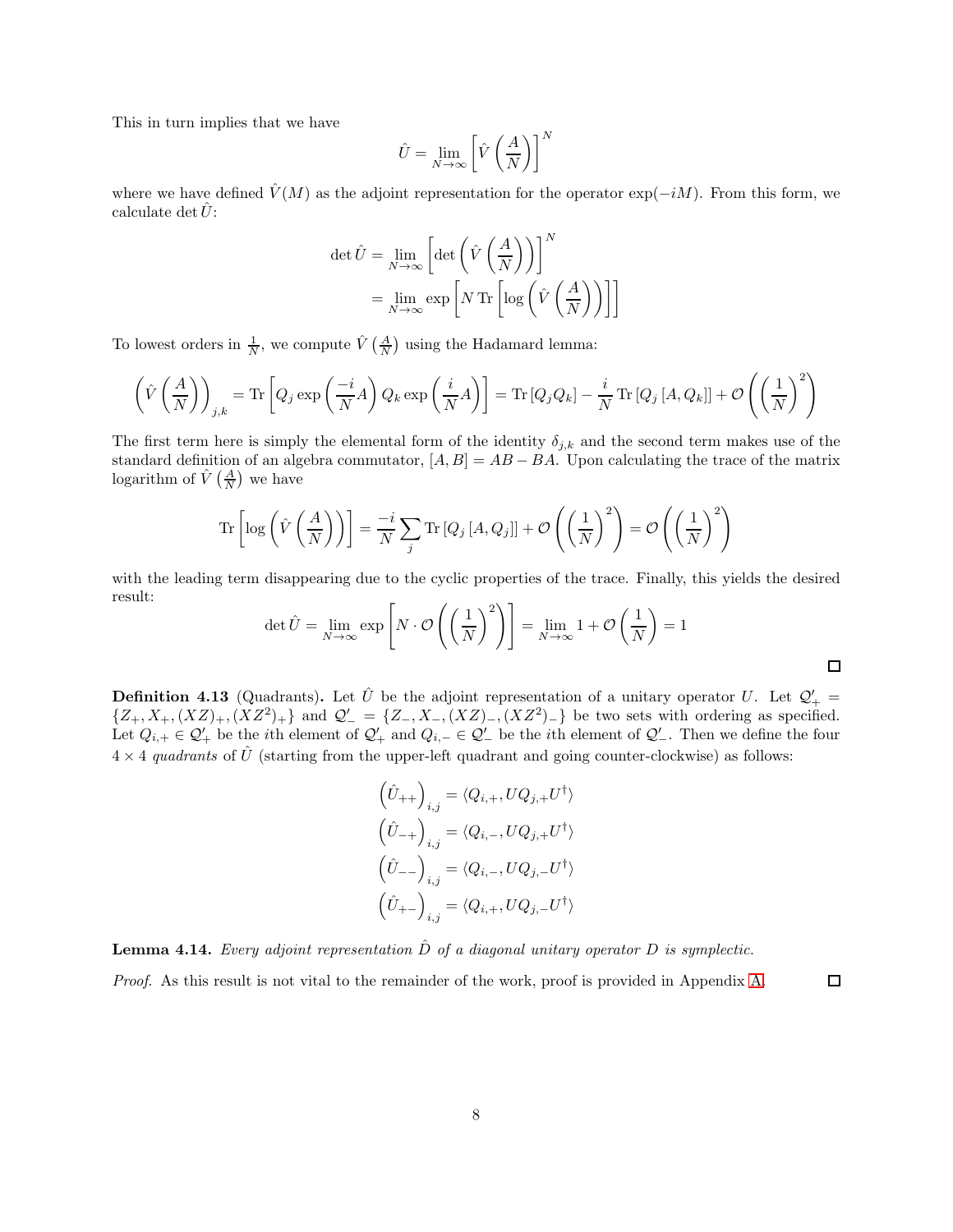This in turn implies that we have

$$\hat{U} = \lim_{N\to\infty} \left[\hat{V}\left(\frac{A}{N}\right)\right]^N$$

where we have defined $\hat{V}(M)$ as the adjoint representation for the operator $\exp(-iM)$. From this form, we calculate $\det \hat{U}$:

$$\begin{aligned}
\det \hat{U} &= \lim_{N\to\infty} \left[\det\left(\hat{V}\left(\frac{A}{N}\right)\right)\right]^N \\
&= \lim_{N\to\infty} \exp\left[N \operatorname{Tr}\left[\log\left(\hat{V}\left(\frac{A}{N}\right)\right)\right]\right]
\end{aligned}$$

To lowest orders in $\frac{1}{N}$, we compute $\hat{V}\left(\frac{A}{N}\right)$ using the Hadamard lemma:

$$\left(\hat{V}\left(\frac{A}{N}\right)\right)_{j,k} = \operatorname{Tr}\left[Q_j \exp\left(\frac{-i}{N}A\right) Q_k \exp\left(\frac{i}{N}A\right)\right] = \operatorname{Tr}\left[Q_j Q_k\right] - \frac{i}{N}\operatorname{Tr}\left[Q_j\left[A, Q_k\right]\right] + \mathcal{O}\left(\left(\frac{1}{N}\right)^2\right)$$

The first term here is simply the elemental form of the identity $\delta_{j,k}$ and the second term makes use of the standard definition of an algebra commutator, $[A,B] = AB - BA$. Upon calculating the trace of the matrix logarithm of $\hat{V}\left(\frac{A}{N}\right)$ we have

$$\operatorname{Tr}\left[\log\left(\hat{V}\left(\frac{A}{N}\right)\right)\right] = \frac{-i}{N}\sum_j \operatorname{Tr}\left[Q_j\left[A, Q_j\right]\right] + \mathcal{O}\left(\left(\frac{1}{N}\right)^2\right) = \mathcal{O}\left(\left(\frac{1}{N}\right)^2\right)$$

with the leading term disappearing due to the cyclic properties of the trace. Finally, this yields the desired result:

$$\det \hat{U} = \lim_{N\to\infty} \exp\left[N \cdot \mathcal{O}\left(\left(\frac{1}{N}\right)^2\right)\right] = \lim_{N\to\infty} 1 + \mathcal{O}\left(\frac{1}{N}\right) = 1$$

□

**Definition 4.13** (Quadrants)**.** Let $\hat{U}$ be the adjoint representation of a unitary operator $U$. Let $\mathcal{Q}'_+ = \{Z_+, X_+, (XZ)_+, (XZ^2)_+\}$ and $\mathcal{Q}'_- = \{Z_-, X_-, (XZ)_-, (XZ^2)_-\}$ be two sets with ordering as specified. Let $Q_{i,+} \in \mathcal{Q}'_+$ be the $i$th element of $\mathcal{Q}'_+$ and $Q_{i,-} \in \mathcal{Q}'_-$ be the $i$th element of $\mathcal{Q}'_-$. Then we define the four $4 \times 4$ *quadrants* of $\hat{U}$ (starting from the upper-left quadrant and going counter-clockwise) as follows:

$$\begin{aligned}
\left(\hat{U}_{++}\right)_{i,j} &= \langle Q_{i,+}, U Q_{j,+} U^\dagger \rangle \\
\left(\hat{U}_{-+}\right)_{i,j} &= \langle Q_{i,-}, U Q_{j,+} U^\dagger \rangle \\
\left(\hat{U}_{--}\right)_{i,j} &= \langle Q_{i,-}, U Q_{j,-} U^\dagger \rangle \\
\left(\hat{U}_{+-}\right)_{i,j} &= \langle Q_{i,+}, U Q_{j,-} U^\dagger \rangle
\end{aligned}$$

**Lemma 4.14.** *Every adjoint representation $\hat{D}$ of a diagonal unitary operator $D$ is symplectic.*

*Proof.* As this result is not vital to the remainder of the work, proof is provided in Appendix A. □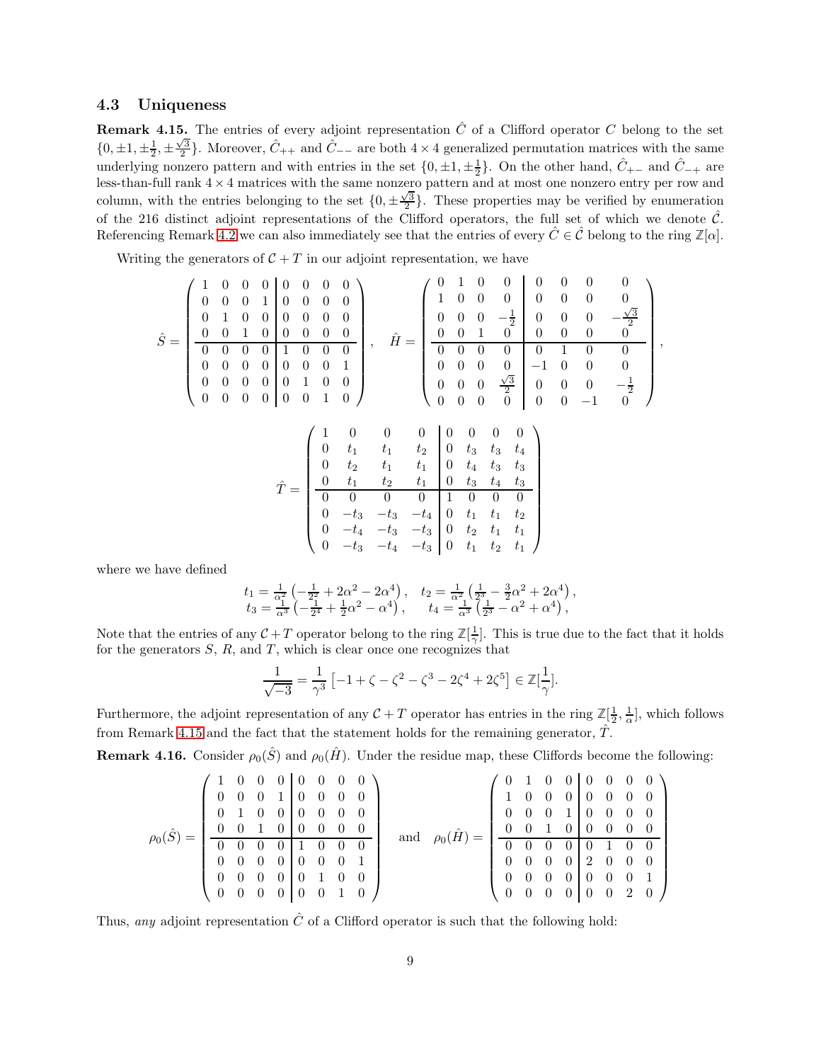### 4.3 Uniqueness

**Remark 4.15.** The entries of every adjoint representation $\hat{C}$ of a Clifford operator $C$ belong to the set $\{0, \pm 1, \pm\frac{1}{2}, \pm\frac{\sqrt{3}}{2}\}$. Moreover, $\hat{C}_{++}$ and $\hat{C}_{--}$ are both $4\times 4$ generalized permutation matrices with the same underlying nonzero pattern and with entries in the set $\{0, \pm 1, \pm\frac{1}{2}\}$. On the other hand, $\hat{C}_{+-}$ and $\hat{C}_{-+}$ are less-than-full rank $4\times 4$ matrices with the same nonzero pattern and at most one nonzero entry per row and column, with the entries belonging to the set $\{0, \pm\frac{\sqrt{3}}{2}\}$. These properties may be verified by enumeration of the 216 distinct adjoint representations of the Clifford operators, the full set of which we denote $\hat{\mathcal{C}}$. Referencing Remark 4.2 we can also immediately see that the entries of every $\hat{C} \in \hat{\mathcal{C}}$ belong to the ring $\mathbb{Z}[\alpha]$.

Writing the generators of $\mathcal{C}+T$ in our adjoint representation, we have

$$
\hat{S} = \left(\begin{array}{cccc|cccc}
1 & 0 & 0 & 0 & 0 & 0 & 0 & 0 \\
0 & 0 & 0 & 1 & 0 & 0 & 0 & 0 \\
0 & 1 & 0 & 0 & 0 & 0 & 0 & 0 \\
0 & 0 & 1 & 0 & 0 & 0 & 0 & 0 \\
\hline
0 & 0 & 0 & 0 & 1 & 0 & 0 & 0 \\
0 & 0 & 0 & 0 & 0 & 0 & 0 & 1 \\
0 & 0 & 0 & 0 & 0 & 1 & 0 & 0 \\
0 & 0 & 0 & 0 & 0 & 0 & 1 & 0
\end{array}\right), \quad
\hat{H} = \left(\begin{array}{cccc|cccc}
0 & 1 & 0 & 0 & 0 & 0 & 0 & 0 \\
1 & 0 & 0 & 0 & 0 & 0 & 0 & 0 \\
0 & 0 & 0 & -\frac{1}{2} & 0 & 0 & 0 & -\frac{\sqrt{3}}{2} \\
0 & 0 & 1 & 0 & 0 & 0 & 0 & 0 \\
\hline
0 & 0 & 0 & 0 & 0 & 1 & 0 & 0 \\
0 & 0 & 0 & 0 & -1 & 0 & 0 & 0 \\
0 & 0 & 0 & \frac{\sqrt{3}}{2} & 0 & 0 & 0 & -\frac{1}{2} \\
0 & 0 & 0 & 0 & 0 & 0 & -1 & 0
\end{array}\right),
$$

$$
\hat{T} = \left(\begin{array}{cccc|cccc}
1 & 0 & 0 & 0 & 0 & 0 & 0 & 0 \\
0 & t_1 & t_1 & t_2 & 0 & t_3 & t_3 & t_4 \\
0 & t_2 & t_1 & t_1 & 0 & t_4 & t_3 & t_3 \\
0 & t_1 & t_2 & t_1 & 0 & t_3 & t_4 & t_3 \\
\hline
0 & 0 & 0 & 0 & 1 & 0 & 0 & 0 \\
0 & -t_3 & -t_3 & -t_4 & 0 & t_1 & t_1 & t_2 \\
0 & -t_4 & -t_3 & -t_3 & 0 & t_2 & t_1 & t_1 \\
0 & -t_3 & -t_4 & -t_3 & 0 & t_1 & t_2 & t_1
\end{array}\right)
$$

where we have defined

$$
t_1 = \tfrac{1}{\alpha^2}\left(-\tfrac{1}{2^2} + 2\alpha^2 - 2\alpha^4\right), \quad t_2 = \tfrac{1}{\alpha^2}\left(\tfrac{1}{2^3} - \tfrac{3}{2}\alpha^2 + 2\alpha^4\right),
$$
$$
t_3 = \tfrac{1}{\alpha^3}\left(-\tfrac{1}{2^4} + \tfrac{1}{2}\alpha^2 - \alpha^4\right), \quad t_4 = \tfrac{1}{\alpha^3}\left(\tfrac{1}{2^3} - \alpha^2 + \alpha^4\right),
$$

Note that the entries of any $\mathcal{C}+T$ operator belong to the ring $\mathbb{Z}[\frac{1}{\gamma}]$. This is true due to the fact that it holds for the generators $S$, $R$, and $T$, which is clear once one recognizes that

$$
\frac{1}{\sqrt{-3}} = \frac{1}{\gamma^3}\left[-1 + \zeta - \zeta^2 - \zeta^3 - 2\zeta^4 + 2\zeta^5\right] \in \mathbb{Z}[\frac{1}{\gamma}].
$$

Furthermore, the adjoint representation of any $\mathcal{C}+T$ operator has entries in the ring $\mathbb{Z}[\frac{1}{2}, \frac{1}{\alpha}]$, which follows from Remark 4.15 and the fact that the statement holds for the remaining generator, $\hat{T}$.

**Remark 4.16.** Consider $\rho_0(\hat{S})$ and $\rho_0(\hat{H})$. Under the residue map, these Cliffords become the following:

$$
\rho_0(\hat{S}) = \left(\begin{array}{cccc|cccc}
1 & 0 & 0 & 0 & 0 & 0 & 0 & 0 \\
0 & 0 & 0 & 1 & 0 & 0 & 0 & 0 \\
0 & 1 & 0 & 0 & 0 & 0 & 0 & 0 \\
0 & 0 & 1 & 0 & 0 & 0 & 0 & 0 \\
\hline
0 & 0 & 0 & 0 & 1 & 0 & 0 & 0 \\
0 & 0 & 0 & 0 & 0 & 0 & 0 & 1 \\
0 & 0 & 0 & 0 & 0 & 1 & 0 & 0 \\
0 & 0 & 0 & 0 & 0 & 0 & 1 & 0
\end{array}\right) \quad \text{and} \quad
\rho_0(\hat{H}) = \left(\begin{array}{cccc|cccc}
0 & 1 & 0 & 0 & 0 & 0 & 0 & 0 \\
1 & 0 & 0 & 0 & 0 & 0 & 0 & 0 \\
0 & 0 & 0 & 1 & 0 & 0 & 0 & 0 \\
0 & 0 & 1 & 0 & 0 & 0 & 0 & 0 \\
\hline
0 & 0 & 0 & 0 & 0 & 1 & 0 & 0 \\
0 & 0 & 0 & 0 & 2 & 0 & 0 & 0 \\
0 & 0 & 0 & 0 & 0 & 0 & 0 & 1 \\
0 & 0 & 0 & 0 & 0 & 0 & 2 & 0
\end{array}\right)
$$

Thus, *any* adjoint representation $\hat{C}$ of a Clifford operator is such that the following hold: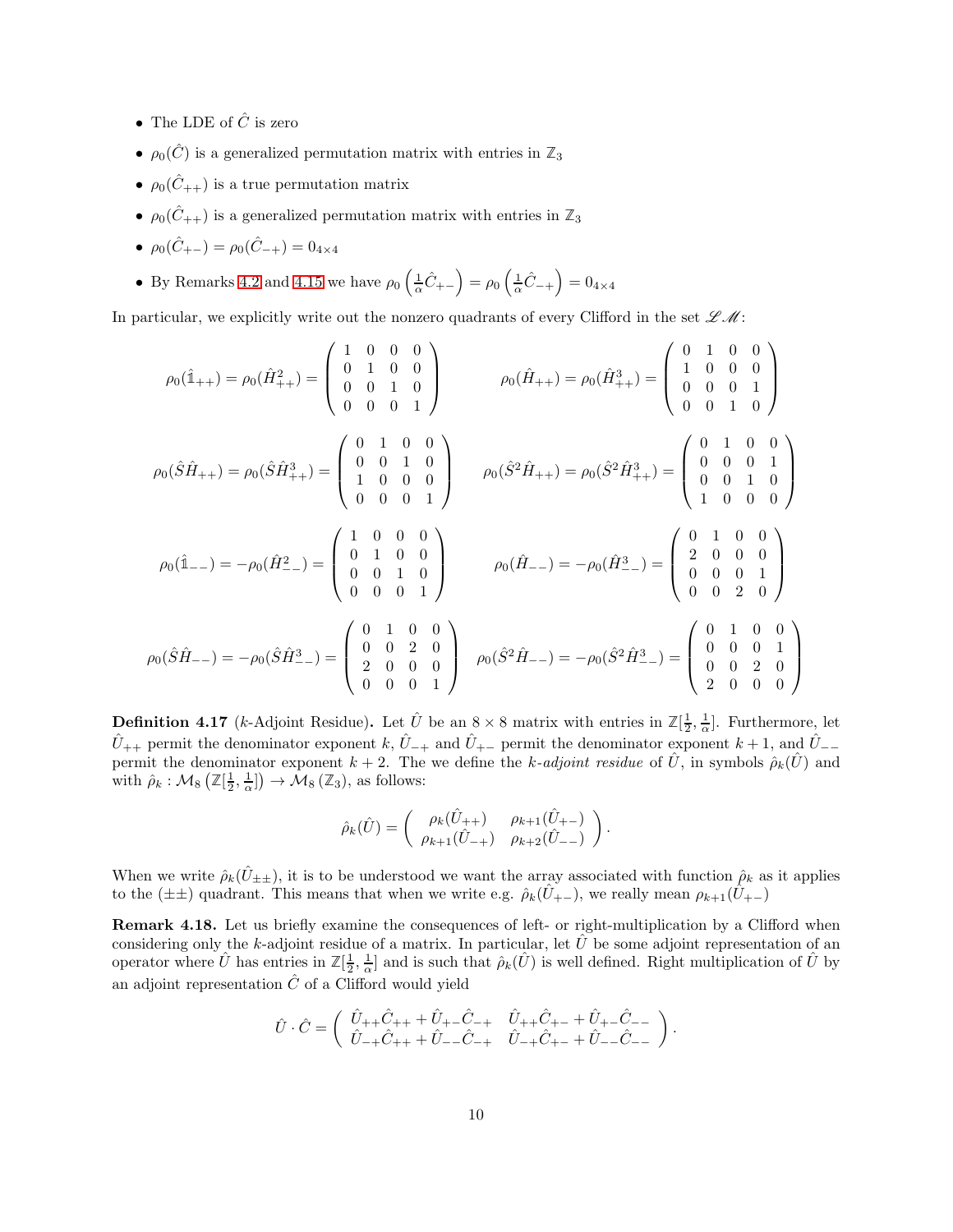- The LDE of $\hat{C}$ is zero
- $\rho_0(\hat{C})$ is a generalized permutation matrix with entries in $\mathbb{Z}_3$
- $\rho_0(\hat{C}_{++})$ is a true permutation matrix
- $\rho_0(\hat{C}_{++})$ is a generalized permutation matrix with entries in $\mathbb{Z}_3$
- $\rho_0(\hat{C}_{+-}) = \rho_0(\hat{C}_{-+}) = 0_{4\times 4}$
- By Remarks 4.2 and 4.15 we have $\rho_0\left(\frac{1}{\alpha}\hat{C}_{+-}\right) = \rho_0\left(\frac{1}{\alpha}\hat{C}_{-+}\right) = 0_{4\times 4}$

In particular, we explicitly write out the nonzero quadrants of every Clifford in the set $\mathscr{LM}$:

$$\rho_0(\hat{\mathbb{1}}_{++}) = \rho_0(\hat{H}^2_{++}) = \begin{pmatrix} 1 & 0 & 0 & 0 \\ 0 & 1 & 0 & 0 \\ 0 & 0 & 1 & 0 \\ 0 & 0 & 0 & 1 \end{pmatrix} \qquad \rho_0(\hat{H}_{++}) = \rho_0(\hat{H}^3_{++}) = \begin{pmatrix} 0 & 1 & 0 & 0 \\ 1 & 0 & 0 & 0 \\ 0 & 0 & 0 & 1 \\ 0 & 0 & 1 & 0 \end{pmatrix}$$

$$\rho_0(\hat{S}\hat{H}_{++}) = \rho_0(\hat{S}\hat{H}^3_{++}) = \begin{pmatrix} 0 & 1 & 0 & 0 \\ 0 & 0 & 1 & 0 \\ 1 & 0 & 0 & 0 \\ 0 & 0 & 0 & 1 \end{pmatrix} \qquad \rho_0(\hat{S}^2\hat{H}_{++}) = \rho_0(\hat{S}^2\hat{H}^3_{++}) = \begin{pmatrix} 0 & 1 & 0 & 0 \\ 0 & 0 & 0 & 1 \\ 0 & 0 & 1 & 0 \\ 1 & 0 & 0 & 0 \end{pmatrix}$$

$$\rho_0(\hat{\mathbb{1}}_{--}) = -\rho_0(\hat{H}^2_{--}) = \begin{pmatrix} 1 & 0 & 0 & 0 \\ 0 & 1 & 0 & 0 \\ 0 & 0 & 1 & 0 \\ 0 & 0 & 0 & 1 \end{pmatrix} \qquad \rho_0(\hat{H}_{--}) = -\rho_0(\hat{H}^3_{--}) = \begin{pmatrix} 0 & 1 & 0 & 0 \\ 2 & 0 & 0 & 0 \\ 0 & 0 & 0 & 1 \\ 0 & 0 & 2 & 0 \end{pmatrix}$$

$$\rho_0(\hat{S}\hat{H}_{--}) = -\rho_0(\hat{S}\hat{H}^3_{--}) = \begin{pmatrix} 0 & 1 & 0 & 0 \\ 0 & 0 & 2 & 0 \\ 2 & 0 & 0 & 0 \\ 0 & 0 & 0 & 1 \end{pmatrix} \quad \rho_0(\hat{S}^2\hat{H}_{--}) = -\rho_0(\hat{S}^2\hat{H}^3_{--}) = \begin{pmatrix} 0 & 1 & 0 & 0 \\ 0 & 0 & 0 & 1 \\ 0 & 0 & 2 & 0 \\ 2 & 0 & 0 & 0 \end{pmatrix}$$

**Definition 4.17** ($k$-Adjoint Residue)**.** Let $\hat{U}$ be an $8\times 8$ matrix with entries in $\mathbb{Z}[\frac{1}{2}, \frac{1}{\alpha}]$. Furthermore, let $\hat{U}_{++}$ permit the denominator exponent $k$, $\hat{U}_{-+}$ and $\hat{U}_{+-}$ permit the denominator exponent $k+1$, and $\hat{U}_{--}$ permit the denominator exponent $k+2$. The we define the *$k$-adjoint residue* of $\hat{U}$, in symbols $\hat{\rho}_k(\hat{U})$ and with $\hat{\rho}_k : \mathcal{M}_8\left(\mathbb{Z}[\frac{1}{2}, \frac{1}{\alpha}]\right) \to \mathcal{M}_8\left(\mathbb{Z}_3\right)$, as follows:

$$\hat{\rho}_k(\hat{U}) = \begin{pmatrix} \rho_k(\hat{U}_{++}) & \rho_{k+1}(\hat{U}_{+-}) \\ \rho_{k+1}(\hat{U}_{-+}) & \rho_{k+2}(\hat{U}_{--}) \end{pmatrix}.$$

When we write $\hat{\rho}_k(\hat{U}_{\pm\pm})$, it is to be understood we want the array associated with function $\hat{\rho}_k$ as it applies to the $(\pm\pm)$ quadrant. This means that when we write e.g. $\hat{\rho}_k(\hat{U}_{+-})$, we really mean $\rho_{k+1}(\hat{U}_{+-})$

**Remark 4.18.** Let us briefly examine the consequences of left- or right-multiplication by a Clifford when considering only the $k$-adjoint residue of a matrix. In particular, let $\hat{U}$ be some adjoint representation of an operator where $\hat{U}$ has entries in $\mathbb{Z}[\frac{1}{2}, \frac{1}{\alpha}]$ and is such that $\hat{\rho}_k(\hat{U})$ is well defined. Right multiplication of $\hat{U}$ by an adjoint representation $\hat{C}$ of a Clifford would yield

$$\hat{U}\cdot\hat{C} = \begin{pmatrix} \hat{U}_{++}\hat{C}_{++} + \hat{U}_{+-}\hat{C}_{-+} & \hat{U}_{++}\hat{C}_{+-} + \hat{U}_{+-}\hat{C}_{--} \\ \hat{U}_{-+}\hat{C}_{++} + \hat{U}_{--}\hat{C}_{-+} & \hat{U}_{-+}\hat{C}_{+-} + \hat{U}_{--}\hat{C}_{--} \end{pmatrix}.$$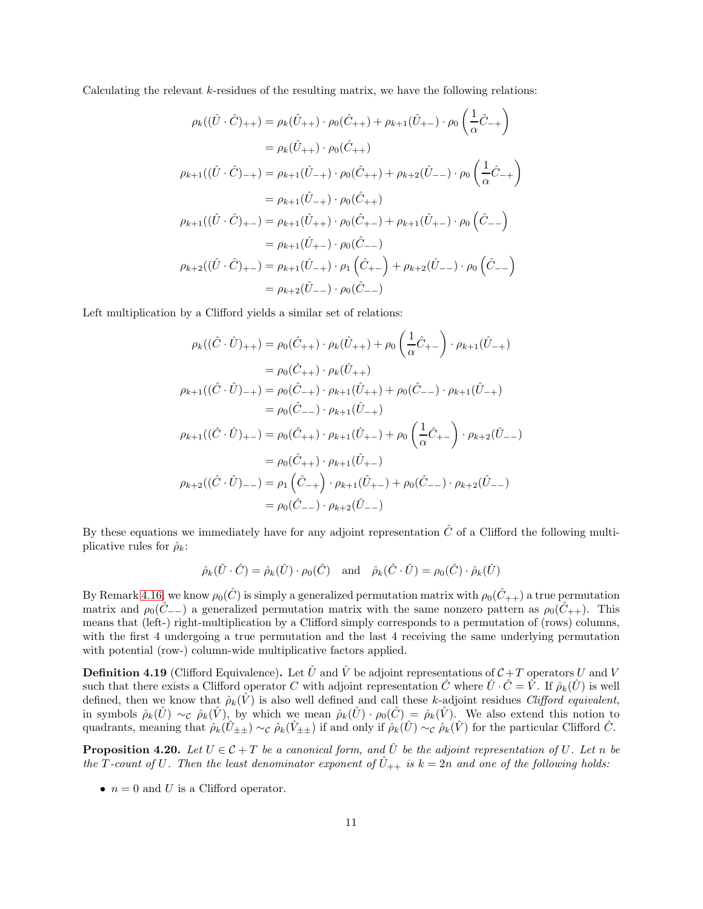Calculating the relevant $k$-residues of the resulting matrix, we have the following relations:

$$
\begin{aligned}
\rho_k((\hat{U}\cdot\hat{C})_{++}) &= \rho_k(\hat{U}_{++})\cdot\rho_0(\hat{C}_{++}) + \rho_{k+1}(\hat{U}_{+-})\cdot\rho_0\left(\frac{1}{\alpha}\hat{C}_{-+}\right)\\
&= \rho_k(\hat{U}_{++})\cdot\rho_0(\hat{C}_{++})\\
\rho_{k+1}((\hat{U}\cdot\hat{C})_{-+}) &= \rho_{k+1}(\hat{U}_{-+})\cdot\rho_0(\hat{C}_{++}) + \rho_{k+2}(\hat{U}_{--})\cdot\rho_0\left(\frac{1}{\alpha}\hat{C}_{-+}\right)\\
&= \rho_{k+1}(\hat{U}_{-+})\cdot\rho_0(\hat{C}_{++})\\
\rho_{k+1}((\hat{U}\cdot\hat{C})_{+-}) &= \rho_{k+1}(\hat{U}_{++})\cdot\rho_0(\hat{C}_{+-}) + \rho_{k+1}(\hat{U}_{+-})\cdot\rho_0\left(\hat{C}_{--}\right)\\
&= \rho_{k+1}(\hat{U}_{+-})\cdot\rho_0(\hat{C}_{--})\\
\rho_{k+2}((\hat{U}\cdot\hat{C})_{+-}) &= \rho_{k+1}(\hat{U}_{-+})\cdot\rho_1\left(\hat{C}_{+-}\right) + \rho_{k+2}(\hat{U}_{--})\cdot\rho_0\left(\hat{C}_{--}\right)\\
&= \rho_{k+2}(\hat{U}_{--})\cdot\rho_0(\hat{C}_{--})
\end{aligned}
$$

Left multiplication by a Clifford yields a similar set of relations:

$$
\begin{aligned}
\rho_k((\hat{C}\cdot\hat{U})_{++}) &= \rho_0(\hat{C}_{++})\cdot\rho_k(\hat{U}_{++}) + \rho_0\left(\frac{1}{\alpha}\hat{C}_{+-}\right)\cdot\rho_{k+1}(\hat{U}_{-+})\\
&= \rho_0(\hat{C}_{++})\cdot\rho_k(\hat{U}_{++})\\
\rho_{k+1}((\hat{C}\cdot\hat{U})_{-+}) &= \rho_0(\hat{C}_{-+})\cdot\rho_{k+1}(\hat{U}_{++}) + \rho_0(\hat{C}_{--})\cdot\rho_{k+1}(\hat{U}_{-+})\\
&= \rho_0(\hat{C}_{--})\cdot\rho_{k+1}(\hat{U}_{-+})\\
\rho_{k+1}((\hat{C}\cdot\hat{U})_{+-}) &= \rho_0(\hat{C}_{++})\cdot\rho_{k+1}(\hat{U}_{+-}) + \rho_0\left(\frac{1}{\alpha}\hat{C}_{+-}\right)\cdot\rho_{k+2}(\hat{U}_{--})\\
&= \rho_0(\hat{C}_{++})\cdot\rho_{k+1}(\hat{U}_{+-})\\
\rho_{k+2}((\hat{C}\cdot\hat{U})_{--}) &= \rho_1\left(\hat{C}_{-+}\right)\cdot\rho_{k+1}(\hat{U}_{+-}) + \rho_0(\hat{C}_{--})\cdot\rho_{k+2}(\hat{U}_{--})\\
&= \rho_0(\hat{C}_{--})\cdot\rho_{k+2}(\hat{U}_{--})
\end{aligned}
$$

By these equations we immediately have for any adjoint representation $\hat{C}$ of a Clifford the following multiplicative rules for $\hat{\rho}_k$:

$$
\hat{\rho}_k(\hat{U}\cdot\hat{C}) = \hat{\rho}_k(\hat{U})\cdot\rho_0(\hat{C}) \quad \text{and} \quad \hat{\rho}_k(\hat{C}\cdot\hat{U}) = \rho_0(\hat{C})\cdot\hat{\rho}_k(\hat{U})
$$

By Remark 4.16, we know $\rho_0(\hat{C})$ is simply a generalized permutation matrix with $\rho_0(\hat{C}_{++})$ a true permutation matrix and $\rho_0(\hat{C}_{--})$ a generalized permutation matrix with the same nonzero pattern as $\rho_0(\hat{C}_{++})$. This means that (left-) right-multiplication by a Clifford simply corresponds to a permutation of (rows) columns, with the first 4 undergoing a true permutation and the last 4 receiving the same underlying permutation with potential (row-) column-wide multiplicative factors applied.

**Definition 4.19** (Clifford Equivalence)**.** Let $\hat{U}$ and $\hat{V}$ be adjoint representations of $\mathcal{C}+T$ operators $U$ and $V$ such that there exists a Clifford operator $C$ with adjoint representation $\hat{C}$ where $\hat{U}\cdot\hat{C} = \hat{V}$. If $\hat{\rho}_k(\hat{U})$ is well defined, then we know that $\hat{\rho}_k(\hat{V})$ is also well defined and call these $k$-adjoint residues *Clifford equivalent*, in symbols $\hat{\rho}_k(\hat{U}) \sim_{\mathcal{C}} \hat{\rho}_k(\hat{V})$, by which we mean $\hat{\rho}_k(\hat{U})\cdot\rho_0(\hat{C}) = \hat{\rho}_k(\hat{V})$. We also extend this notion to quadrants, meaning that $\hat{\rho}_k(\hat{U}_{\pm\pm}) \sim_{\mathcal{C}} \hat{\rho}_k(\hat{V}_{\pm\pm})$ if and only if $\hat{\rho}_k(\hat{U}) \sim_{\mathcal{C}} \hat{\rho}_k(\hat{V})$ for the particular Clifford $\hat{C}$.

**Proposition 4.20.** *Let $U \in \mathcal{C}+T$ be a canonical form, and $\hat{U}$ be the adjoint representation of $U$. Let $n$ be the $T$-count of $U$. Then the least denominator exponent of $\hat{U}_{++}$ is $k = 2n$ and one of the following holds:*

- $n = 0$ and $U$ is a Clifford operator.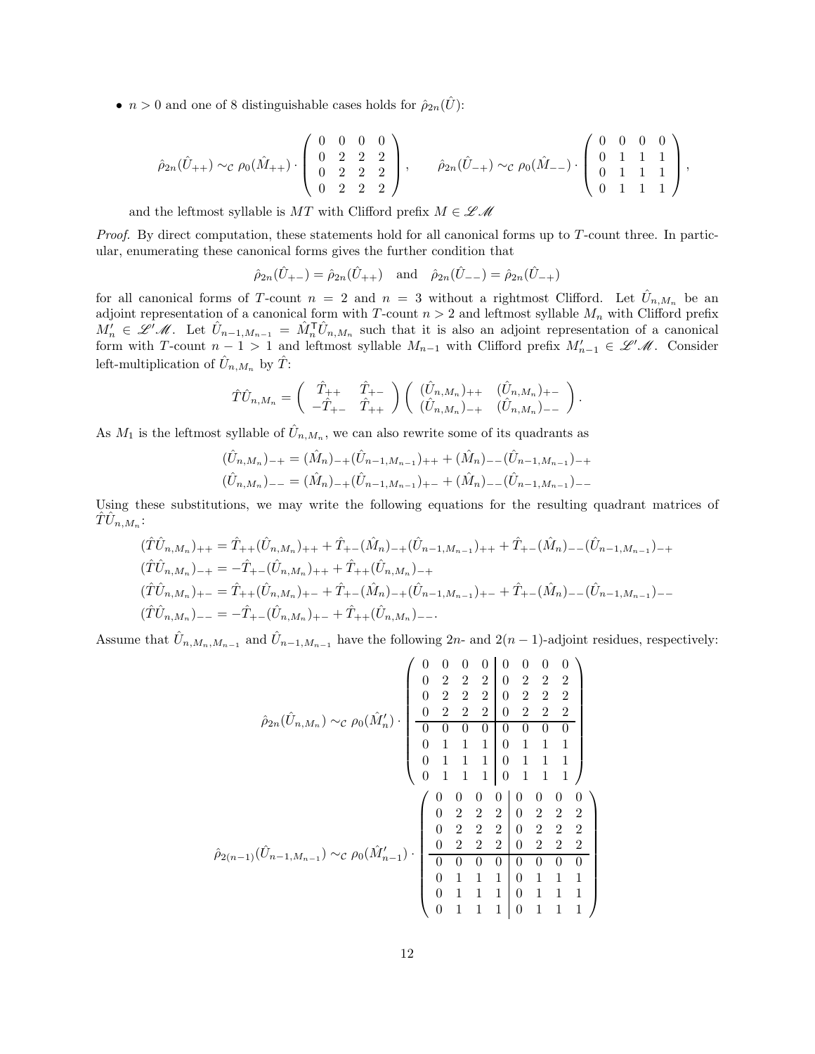- $n > 0$ and one of 8 distinguishable cases holds for $\hat{\rho}_{2n}(\hat{U})$:

$$\hat{\rho}_{2n}(\hat{U}_{++}) \sim_{\mathcal{C}} \rho_0(\hat{M}_{++}) \cdot \begin{pmatrix} 0 & 0 & 0 & 0 \\ 0 & 2 & 2 & 2 \\ 0 & 2 & 2 & 2 \\ 0 & 2 & 2 & 2 \end{pmatrix}, \qquad \hat{\rho}_{2n}(\hat{U}_{-+}) \sim_{\mathcal{C}} \rho_0(\hat{M}_{--}) \cdot \begin{pmatrix} 0 & 0 & 0 & 0 \\ 0 & 1 & 1 & 1 \\ 0 & 1 & 1 & 1 \\ 0 & 1 & 1 & 1 \end{pmatrix},$$

and the leftmost syllable is $MT$ with Clifford prefix $M \in \mathscr{L}\mathscr{M}$

*Proof.* By direct computation, these statements hold for all canonical forms up to $T$-count three. In particular, enumerating these canonical forms gives the further condition that

$$\hat{\rho}_{2n}(\hat{U}_{+-}) = \hat{\rho}_{2n}(\hat{U}_{++}) \quad \text{and} \quad \hat{\rho}_{2n}(\hat{U}_{--}) = \hat{\rho}_{2n}(\hat{U}_{-+})$$

for all canonical forms of $T$-count $n = 2$ and $n = 3$ without a rightmost Clifford. Let $\hat{U}_{n,M_n}$ be an adjoint representation of a canonical form with $T$-count $n > 2$ and leftmost syllable $M_n$ with Clifford prefix $M'_n \in \mathscr{L}'\mathscr{M}$. Let $\hat{U}_{n-1,M_{n-1}} = \hat{M}_n^\intercal \hat{U}_{n,M_n}$ such that it is also an adjoint representation of a canonical form with $T$-count $n - 1 > 1$ and leftmost syllable $M_{n-1}$ with Clifford prefix $M'_{n-1} \in \mathscr{L}'\mathscr{M}$. Consider left-multiplication of $\hat{U}_{n,M_n}$ by $\hat{T}$:

$$\hat{T}\hat{U}_{n,M_n} = \begin{pmatrix} \hat{T}_{++} & \hat{T}_{+-} \\ -\hat{T}_{+-} & \hat{T}_{++} \end{pmatrix} \begin{pmatrix} (\hat{U}_{n,M_n})_{++} & (\hat{U}_{n,M_n})_{+-} \\ (\hat{U}_{n,M_n})_{-+} & (\hat{U}_{n,M_n})_{--} \end{pmatrix}.$$

As $M_1$ is the leftmost syllable of $\hat{U}_{n,M_n}$, we can also rewrite some of its quadrants as

$$(\hat{U}_{n,M_n})_{-+} = (\hat{M}_n)_{-+}(\hat{U}_{n-1,M_{n-1}})_{++} + (\hat{M}_n)_{--}(\hat{U}_{n-1,M_{n-1}})_{-+}$$
$$(\hat{U}_{n,M_n})_{--} = (\hat{M}_n)_{-+}(\hat{U}_{n-1,M_{n-1}})_{+-} + (\hat{M}_n)_{--}(\hat{U}_{n-1,M_{n-1}})_{--}$$

Using these substitutions, we may write the following equations for the resulting quadrant matrices of $\hat{T}\hat{U}_{n,M_n}$:

$$(\hat{T}\hat{U}_{n,M_n})_{++} = \hat{T}_{++}(\hat{U}_{n,M_n})_{++} + \hat{T}_{+-}(\hat{M}_n)_{-+}(\hat{U}_{n-1,M_{n-1}})_{++} + \hat{T}_{+-}(\hat{M}_n)_{--}(\hat{U}_{n-1,M_{n-1}})_{-+}$$
$$(\hat{T}\hat{U}_{n,M_n})_{-+} = -\hat{T}_{+-}(\hat{U}_{n,M_n})_{++} + \hat{T}_{++}(\hat{U}_{n,M_n})_{-+}$$
$$(\hat{T}\hat{U}_{n,M_n})_{+-} = \hat{T}_{++}(\hat{U}_{n,M_n})_{+-} + \hat{T}_{+-}(\hat{M}_n)_{-+}(\hat{U}_{n-1,M_{n-1}})_{+-} + \hat{T}_{+-}(\hat{M}_n)_{--}(\hat{U}_{n-1,M_{n-1}})_{--}$$
$$(\hat{T}\hat{U}_{n,M_n})_{--} = -\hat{T}_{+-}(\hat{U}_{n,M_n})_{+-} + \hat{T}_{++}(\hat{U}_{n,M_n})_{--}.$$

Assume that $\hat{U}_{n,M_n,M_{n-1}}$ and $\hat{U}_{n-1,M_{n-1}}$ have the following $2n$- and $2(n-1)$-adjoint residues, respectively:

$$\hat{\rho}_{2n}(\hat{U}_{n,M_n}) \sim_{\mathcal{C}} \rho_0(\hat{M}'_n) \cdot \left(\begin{array}{cccc|cccc} 0 & 0 & 0 & 0 & 0 & 0 & 0 & 0 \\ 0 & 2 & 2 & 2 & 0 & 2 & 2 & 2 \\ 0 & 2 & 2 & 2 & 0 & 2 & 2 & 2 \\ 0 & 2 & 2 & 2 & 0 & 2 & 2 & 2 \\ \hline 0 & 0 & 0 & 0 & 0 & 0 & 0 & 0 \\ 0 & 1 & 1 & 1 & 0 & 1 & 1 & 1 \\ 0 & 1 & 1 & 1 & 0 & 1 & 1 & 1 \\ 0 & 1 & 1 & 1 & 0 & 1 & 1 & 1 \end{array}\right)$$

$$\hat{\rho}_{2(n-1)}(\hat{U}_{n-1,M_{n-1}}) \sim_{\mathcal{C}} \rho_0(\hat{M}'_{n-1}) \cdot \left(\begin{array}{cccc|cccc} 0 & 0 & 0 & 0 & 0 & 0 & 0 & 0 \\ 0 & 2 & 2 & 2 & 0 & 2 & 2 & 2 \\ 0 & 2 & 2 & 2 & 0 & 2 & 2 & 2 \\ 0 & 2 & 2 & 2 & 0 & 2 & 2 & 2 \\ \hline 0 & 0 & 0 & 0 & 0 & 0 & 0 & 0 \\ 0 & 1 & 1 & 1 & 0 & 1 & 1 & 1 \\ 0 & 1 & 1 & 1 & 0 & 1 & 1 & 1 \\ 0 & 1 & 1 & 1 & 0 & 1 & 1 & 1 \end{array}\right)$$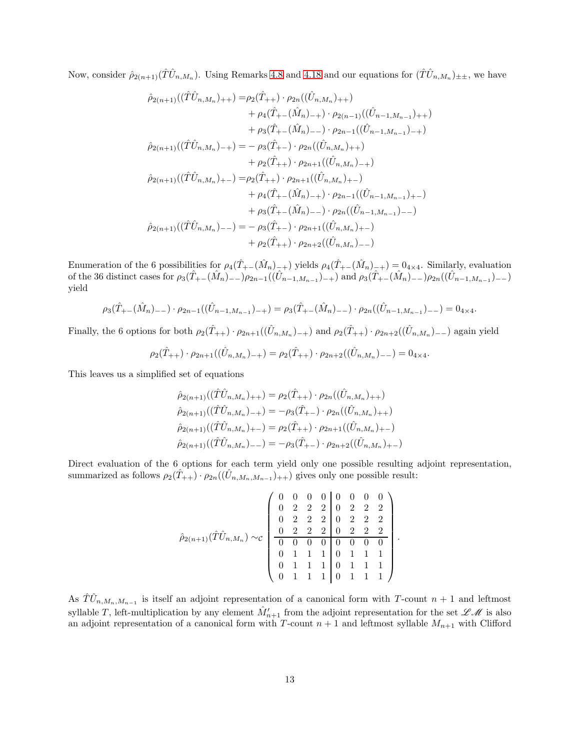Now, consider $\hat{\rho}_{2(n+1)}(\hat{T}\hat{U}_{n,M_n})$. Using Remarks 4.8 and 4.18 and our equations for $(\hat{T}\hat{U}_{n,M_n})_{\pm\pm}$, we have

$$
\begin{aligned}
\hat{\rho}_{2(n+1)}((\hat{T}\hat{U}_{n,M_n})_{++}) =& \rho_2(\hat{T}_{++}) \cdot \rho_{2n}((\hat{U}_{n,M_n})_{++}) \\
&+ \rho_4(\hat{T}_{+-}(\hat{M}_n)_{-+}) \cdot \rho_{2(n-1)}((\hat{U}_{n-1,M_{n-1}})_{++}) \\
&+ \rho_3(\hat{T}_{+-}(\hat{M}_n)_{--}) \cdot \rho_{2n-1}((\hat{U}_{n-1,M_{n-1}})_{-+}) \\
\hat{\rho}_{2(n+1)}((\hat{T}\hat{U}_{n,M_n})_{-+}) =& -\rho_3(\hat{T}_{+-}) \cdot \rho_{2n}((\hat{U}_{n,M_n})_{++}) \\
&+ \rho_2(\hat{T}_{++}) \cdot \rho_{2n+1}((\hat{U}_{n,M_n})_{-+}) \\
\hat{\rho}_{2(n+1)}((\hat{T}\hat{U}_{n,M_n})_{+-}) =& \rho_2(\hat{T}_{++}) \cdot \rho_{2n+1}((\hat{U}_{n,M_n})_{+-}) \\
&+ \rho_4(\hat{T}_{+-}(\hat{M}_n)_{-+}) \cdot \rho_{2n-1}((\hat{U}_{n-1,M_{n-1}})_{+-}) \\
&+ \rho_3(\hat{T}_{+-}(\hat{M}_n)_{--}) \cdot \rho_{2n}((\hat{U}_{n-1,M_{n-1}})_{--}) \\
\hat{\rho}_{2(n+1)}((\hat{T}\hat{U}_{n,M_n})_{--}) =& -\rho_3(\hat{T}_{+-}) \cdot \rho_{2n+1}((\hat{U}_{n,M_n})_{+-}) \\
&+ \rho_2(\hat{T}_{++}) \cdot \rho_{2n+2}((\hat{U}_{n,M_n})_{--})
\end{aligned}
$$

Enumeration of the 6 possibilities for $\rho_4(\hat{T}_{+-}(\hat{M}_n)_{-+})$ yields $\rho_4(\hat{T}_{+-}(\hat{M}_n)_{-+}) = 0_{4\times 4}$. Similarly, evaluation of the 36 distinct cases for $\rho_3(\hat{T}_{+-}(\hat{M}_n)_{--})\rho_{2n-1}((\hat{U}_{n-1,M_{n-1}})_{-+})$ and $\rho_3(\hat{T}_{+-}(\hat{M}_n)_{--})\rho_{2n}((\hat{U}_{n-1,M_{n-1}})_{--})$ yield

$$
\rho_3(\hat{T}_{+-}(\hat{M}_n)_{--}) \cdot \rho_{2n-1}((\hat{U}_{n-1,M_{n-1}})_{-+}) = \rho_3(\hat{T}_{+-}(\hat{M}_n)_{--}) \cdot \rho_{2n}((\hat{U}_{n-1,M_{n-1}})_{--}) = 0_{4\times 4}.
$$

Finally, the 6 options for both $\rho_2(\hat{T}_{++}) \cdot \rho_{2n+1}((\hat{U}_{n,M_n})_{-+})$ and $\rho_2(\hat{T}_{++}) \cdot \rho_{2n+2}((\hat{U}_{n,M_n})_{--})$ again yield

$$
\rho_2(\hat{T}_{++}) \cdot \rho_{2n+1}((\hat{U}_{n,M_n})_{-+}) = \rho_2(\hat{T}_{++}) \cdot \rho_{2n+2}((\hat{U}_{n,M_n})_{--}) = 0_{4\times 4}.
$$

This leaves us a simplified set of equations

$$
\begin{aligned}
\hat{\rho}_{2(n+1)}((\hat{T}\hat{U}_{n,M_n})_{++}) &= \rho_2(\hat{T}_{++}) \cdot \rho_{2n}((\hat{U}_{n,M_n})_{++}) \\
\hat{\rho}_{2(n+1)}((\hat{T}\hat{U}_{n,M_n})_{-+}) &= -\rho_3(\hat{T}_{+-}) \cdot \rho_{2n}((\hat{U}_{n,M_n})_{++}) \\
\hat{\rho}_{2(n+1)}((\hat{T}\hat{U}_{n,M_n})_{+-}) &= \rho_2(\hat{T}_{++}) \cdot \rho_{2n+1}((\hat{U}_{n,M_n})_{+-}) \\
\hat{\rho}_{2(n+1)}((\hat{T}\hat{U}_{n,M_n})_{--}) &= -\rho_3(\hat{T}_{+-}) \cdot \rho_{2n+2}((\hat{U}_{n,M_n})_{+-})
\end{aligned}
$$

Direct evaluation of the 6 options for each term yield only one possible resulting adjoint representation, summarized as follows $\rho_2(\hat{T}_{++}) \cdot \rho_{2n}((\hat{U}_{n,M_n,M_{n-1}})_{++})$ gives only one possible result:

$$
\hat{\rho}_{2(n+1)}(\hat{T}\hat{U}_{n,M_n}) \sim_{\mathcal{C}} \left(\begin{array}{cccc|cccc}
0 & 0 & 0 & 0 & 0 & 0 & 0 & 0 \\
0 & 2 & 2 & 2 & 0 & 2 & 2 & 2 \\
0 & 2 & 2 & 2 & 0 & 2 & 2 & 2 \\
0 & 2 & 2 & 2 & 0 & 2 & 2 & 2 \\
\hline
0 & 0 & 0 & 0 & 0 & 0 & 0 & 0 \\
0 & 1 & 1 & 1 & 0 & 1 & 1 & 1 \\
0 & 1 & 1 & 1 & 0 & 1 & 1 & 1 \\
0 & 1 & 1 & 1 & 0 & 1 & 1 & 1
\end{array}\right).
$$

As $\hat{T}\hat{U}_{n,M_n,M_{n-1}}$ is itself an adjoint representation of a canonical form with $T$-count $n+1$ and leftmost syllable $T$, left-multiplication by any element $\hat{M}'_{n+1}$ from the adjoint representation for the set $\mathscr{L}\mathscr{M}$ is also an adjoint representation of a canonical form with $T$-count $n+1$ and leftmost syllable $M_{n+1}$ with Clifford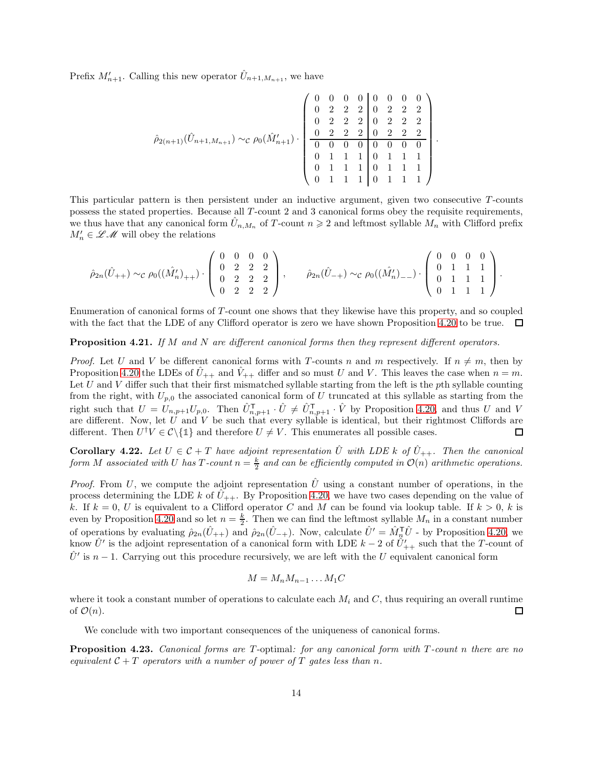Prefix $M'_{n+1}$. Calling this new operator $\hat{U}_{n+1,M_{n+1}}$, we have

$$
\hat{\rho}_{2(n+1)}(\hat{U}_{n+1,M_{n+1}}) \sim_{\mathcal{C}} \rho_0(\hat{M}'_{n+1}) \cdot \left(\begin{array}{cccc|cccc}
0 & 0 & 0 & 0 & 0 & 0 & 0 & 0 \\
0 & 2 & 2 & 2 & 0 & 2 & 2 & 2 \\
0 & 2 & 2 & 2 & 0 & 2 & 2 & 2 \\
0 & 2 & 2 & 2 & 0 & 2 & 2 & 2 \\
\hline
0 & 0 & 0 & 0 & 0 & 0 & 0 & 0 \\
0 & 1 & 1 & 1 & 0 & 1 & 1 & 1 \\
0 & 1 & 1 & 1 & 0 & 1 & 1 & 1 \\
0 & 1 & 1 & 1 & 0 & 1 & 1 & 1
\end{array}\right).
$$

This particular pattern is then persistent under an inductive argument, given two consecutive $T$-counts possess the stated properties. Because all $T$-count 2 and 3 canonical forms obey the requisite requirements, we thus have that any canonical form $\hat{U}_{n,M_n}$ of $T$-count $n \geqslant 2$ and leftmost syllable $M_n$ with Clifford prefix $M'_n \in \mathscr{LM}$ will obey the relations

$$
\hat{\rho}_{2n}(\hat{U}_{++}) \sim_{\mathcal{C}} \rho_0((\hat{M}'_n)_{++}) \cdot \begin{pmatrix} 0 & 0 & 0 & 0 \\ 0 & 2 & 2 & 2 \\ 0 & 2 & 2 & 2 \\ 0 & 2 & 2 & 2 \end{pmatrix}, \qquad \hat{\rho}_{2n}(\hat{U}_{-+}) \sim_{\mathcal{C}} \rho_0((\hat{M}'_n)_{--}) \cdot \begin{pmatrix} 0 & 0 & 0 & 0 \\ 0 & 1 & 1 & 1 \\ 0 & 1 & 1 & 1 \\ 0 & 1 & 1 & 1 \end{pmatrix}.
$$

Enumeration of canonical forms of $T$-count one shows that they likewise have this property, and so coupled with the fact that the LDE of any Clifford operator is zero we have shown Proposition 4.20 to be true. ☐

**Proposition 4.21.** *If $M$ and $N$ are different canonical forms then they represent different operators.*

*Proof.* Let $U$ and $V$ be different canonical forms with $T$-counts $n$ and $m$ respectively. If $n \neq m$, then by Proposition 4.20 the LDEs of $\hat{U}_{++}$ and $\hat{V}_{++}$ differ and so must $U$ and $V$. This leaves the case when $n = m$. Let $U$ and $V$ differ such that their first mismatched syllable starting from the left is the $p$th syllable counting from the right, with $U_{p,0}$ the associated canonical form of $U$ truncated at this syllable as starting from the right such that $U = U_{n,p+1}U_{p,0}$. Then $\hat{U}^{\intercal}_{n,p+1} \cdot \hat{U} \neq \hat{U}^{\intercal}_{n,p+1} \cdot \hat{V}$ by Proposition 4.20, and thus $U$ and $V$ are different. Now, let $U$ and $V$ be such that every syllable is identical, but their rightmost Cliffords are different. Then $U^\dagger V \in \mathcal{C}\backslash\{\mathbb{1}\}$ and therefore $U \neq V$. This enumerates all possible cases. ☐

**Corollary 4.22.** *Let $U \in \mathcal{C}+T$ have adjoint representation $\hat{U}$ with LDE $k$ of $\hat{U}_{++}$. Then the canonical form $M$ associated with $U$ has $T$-count $n = \frac{k}{2}$ and can be efficiently computed in $\mathcal{O}(n)$ arithmetic operations.*

*Proof.* From $U$, we compute the adjoint representation $\hat{U}$ using a constant number of operations, in the process determining the LDE $k$ of $\hat{U}_{++}$. By Proposition 4.20, we have two cases depending on the value of $k$. If $k = 0$, $U$ is equivalent to a Clifford operator $C$ and $M$ can be found via lookup table. If $k > 0$, $k$ is even by Proposition 4.20 and so let $n = \frac{k}{2}$. Then we can find the leftmost syllable $M_n$ in a constant number of operations by evaluating $\hat{\rho}_{2n}(\hat{U}_{++})$ and $\hat{\rho}_{2n}(\hat{U}_{-+})$. Now, calculate $\hat{U}' = \hat{M}_n^{\intercal}\hat{U}$ - by Proposition 4.20, we know $\hat{U}'$ is the adjoint representation of a canonical form with LDE $k-2$ of $\hat{U}'_{++}$ such that the $T$-count of $\hat{U}'$ is $n-1$. Carrying out this procedure recursively, we are left with the $U$ equivalent canonical form

$$
M = M_n M_{n-1} \dots M_1 C
$$

where it took a constant number of operations to calculate each $M_i$ and $C$, thus requiring an overall runtime of $\mathcal{O}(n)$. ☐

We conclude with two important consequences of the uniqueness of canonical forms.

**Proposition 4.23.** *Canonical forms are $T$-*optimal*: for any canonical form with $T$-count $n$ there are no equivalent $\mathcal{C}+T$ operators with a number of power of $T$ gates less than $n$.*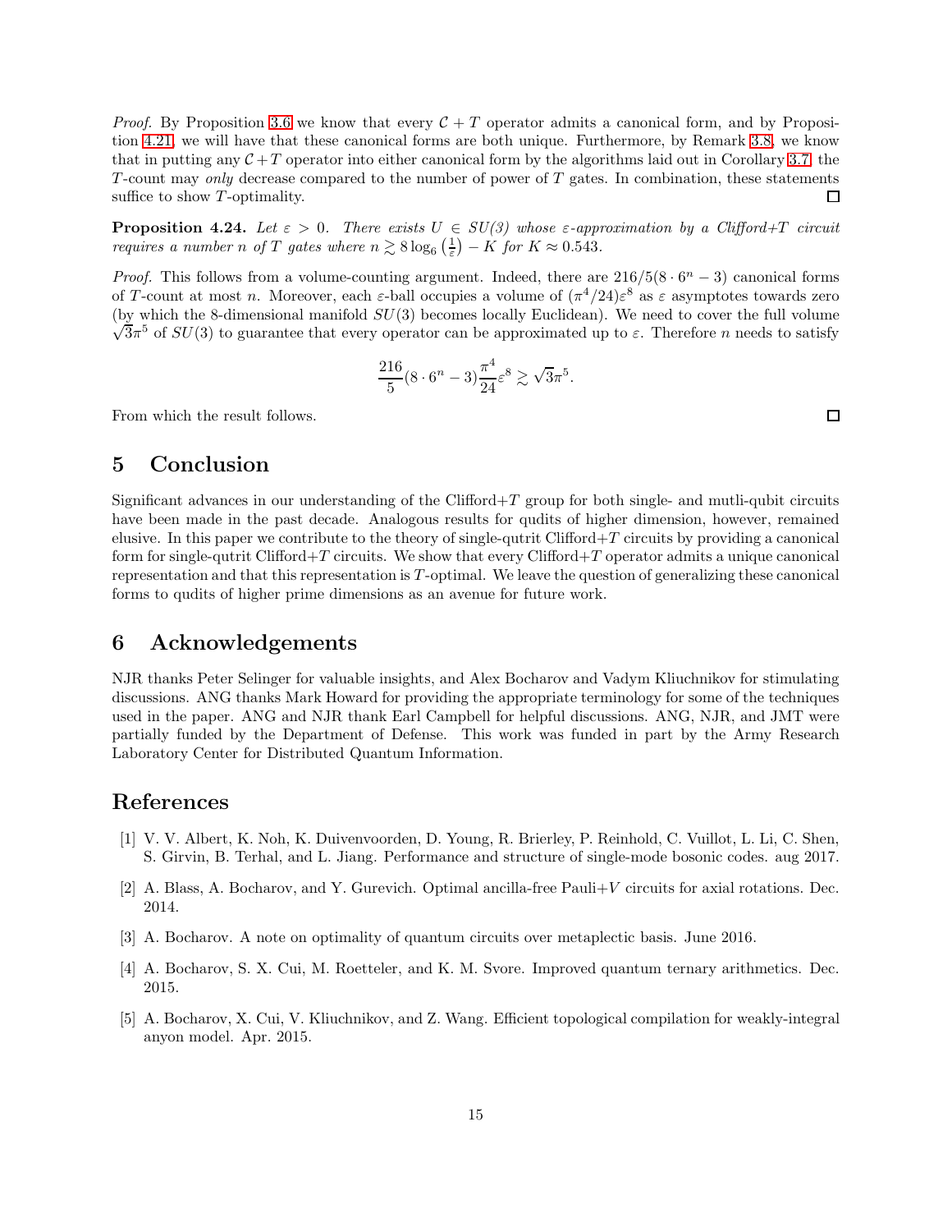*Proof.* By Proposition 3.6 we know that every $\mathcal{C}+T$ operator admits a canonical form, and by Proposition 4.21, we will have that these canonical forms are both unique. Furthermore, by Remark 3.8, we know that in putting any $\mathcal{C}+T$ operator into either canonical form by the algorithms laid out in Corollary 3.7, the $T$-count may *only* decrease compared to the number of power of $T$ gates. In combination, these statements suffice to show $T$-optimality. ☐

**Proposition 4.24.** *Let $\varepsilon > 0$. There exists $U \in SU(3)$ whose $\varepsilon$-approximation by a Clifford+$T$ circuit requires a number $n$ of $T$ gates where $n \gtrsim 8\log_6\left(\frac{1}{\varepsilon}\right) - K$ for $K \approx 0.543$.*

*Proof.* This follows from a volume-counting argument. Indeed, there are $216/5(8 \cdot 6^n - 3)$ canonical forms of $T$-count at most $n$. Moreover, each $\varepsilon$-ball occupies a volume of $(\pi^4/24)\varepsilon^8$ as $\varepsilon$ asymptotes towards zero (by which the 8-dimensional manifold $SU(3)$ becomes locally Euclidean). We need to cover the full volume $\sqrt{3}\pi^5$ of $SU(3)$ to guarantee that every operator can be approximated up to $\varepsilon$. Therefore $n$ needs to satisfy

$$\frac{216}{5}(8 \cdot 6^n - 3)\frac{\pi^4}{24}\varepsilon^8 \gtrsim \sqrt{3}\pi^5.$$

From which the result follows. ☐

## 5 Conclusion

Significant advances in our understanding of the Clifford+$T$ group for both single- and mutli-qubit circuits have been made in the past decade. Analogous results for qudits of higher dimension, however, remained elusive. In this paper we contribute to the theory of single-qutrit Clifford+$T$ circuits by providing a canonical form for single-qutrit Clifford+$T$ circuits. We show that every Clifford+$T$ operator admits a unique canonical representation and that this representation is $T$-optimal. We leave the question of generalizing these canonical forms to qudits of higher prime dimensions as an avenue for future work.

## 6 Acknowledgements

NJR thanks Peter Selinger for valuable insights, and Alex Bocharov and Vadym Kliuchnikov for stimulating discussions. ANG thanks Mark Howard for providing the appropriate terminology for some of the techniques used in the paper. ANG and NJR thank Earl Campbell for helpful discussions. ANG, NJR, and JMT were partially funded by the Department of Defense. This work was funded in part by the Army Research Laboratory Center for Distributed Quantum Information.

## References

[1] V. V. Albert, K. Noh, K. Duivenvoorden, D. Young, R. Brierley, P. Reinhold, C. Vuillot, L. Li, C. Shen, S. Girvin, B. Terhal, and L. Jiang. Performance and structure of single-mode bosonic codes. aug 2017.

[2] A. Blass, A. Bocharov, and Y. Gurevich. Optimal ancilla-free Pauli+$V$ circuits for axial rotations. Dec. 2014.

[3] A. Bocharov. A note on optimality of quantum circuits over metaplectic basis. June 2016.

[4] A. Bocharov, S. X. Cui, M. Roetteler, and K. M. Svore. Improved quantum ternary arithmetics. Dec. 2015.

[5] A. Bocharov, X. Cui, V. Kliuchnikov, and Z. Wang. Efficient topological compilation for weakly-integral anyon model. Apr. 2015.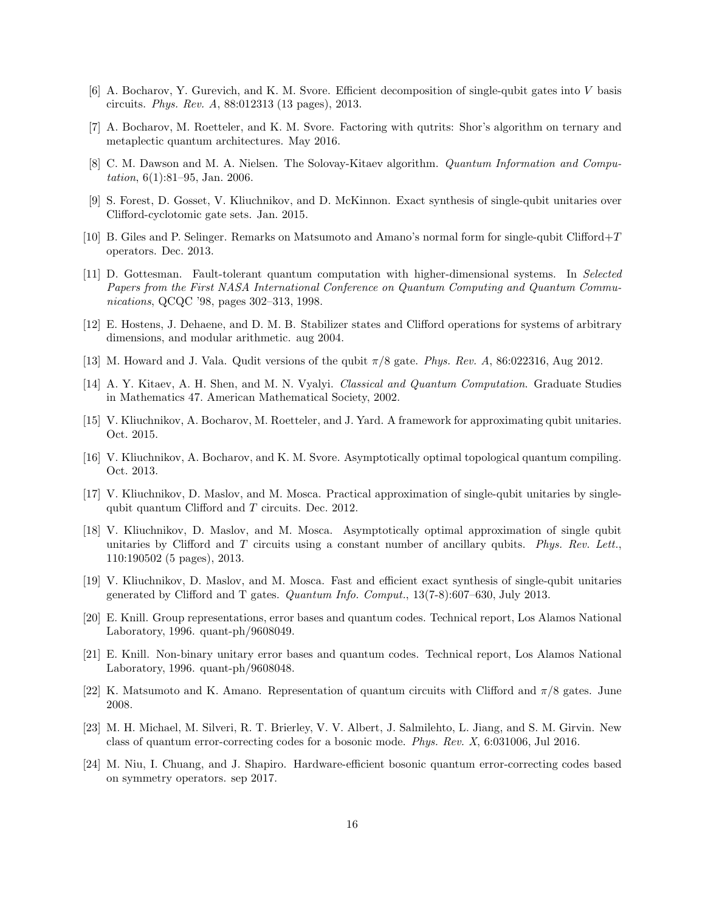[6] A. Bocharov, Y. Gurevich, and K. M. Svore. Efficient decomposition of single-qubit gates into $V$ basis circuits. *Phys. Rev. A*, 88:012313 (13 pages), 2013.

[7] A. Bocharov, M. Roetteler, and K. M. Svore. Factoring with qutrits: Shor's algorithm on ternary and metaplectic quantum architectures. May 2016.

[8] C. M. Dawson and M. A. Nielsen. The Solovay-Kitaev algorithm. *Quantum Information and Computation*, 6(1):81–95, Jan. 2006.

[9] S. Forest, D. Gosset, V. Kliuchnikov, and D. McKinnon. Exact synthesis of single-qubit unitaries over Clifford-cyclotomic gate sets. Jan. 2015.

[10] B. Giles and P. Selinger. Remarks on Matsumoto and Amano's normal form for single-qubit Clifford+$T$ operators. Dec. 2013.

[11] D. Gottesman. Fault-tolerant quantum computation with higher-dimensional systems. In *Selected Papers from the First NASA International Conference on Quantum Computing and Quantum Communications*, QCQC '98, pages 302–313, 1998.

[12] E. Hostens, J. Dehaene, and D. M. B. Stabilizer states and Clifford operations for systems of arbitrary dimensions, and modular arithmetic. aug 2004.

[13] M. Howard and J. Vala. Qudit versions of the qubit $\pi/8$ gate. *Phys. Rev. A*, 86:022316, Aug 2012.

[14] A. Y. Kitaev, A. H. Shen, and M. N. Vyalyi. *Classical and Quantum Computation*. Graduate Studies in Mathematics 47. American Mathematical Society, 2002.

[15] V. Kliuchnikov, A. Bocharov, M. Roetteler, and J. Yard. A framework for approximating qubit unitaries. Oct. 2015.

[16] V. Kliuchnikov, A. Bocharov, and K. M. Svore. Asymptotically optimal topological quantum compiling. Oct. 2013.

[17] V. Kliuchnikov, D. Maslov, and M. Mosca. Practical approximation of single-qubit unitaries by single-qubit quantum Clifford and $T$ circuits. Dec. 2012.

[18] V. Kliuchnikov, D. Maslov, and M. Mosca. Asymptotically optimal approximation of single qubit unitaries by Clifford and $T$ circuits using a constant number of ancillary qubits. *Phys. Rev. Lett.*, 110:190502 (5 pages), 2013.

[19] V. Kliuchnikov, D. Maslov, and M. Mosca. Fast and efficient exact synthesis of single-qubit unitaries generated by Clifford and T gates. *Quantum Info. Comput.*, 13(7-8):607–630, July 2013.

[20] E. Knill. Group representations, error bases and quantum codes. Technical report, Los Alamos National Laboratory, 1996. quant-ph/9608049.

[21] E. Knill. Non-binary unitary error bases and quantum codes. Technical report, Los Alamos National Laboratory, 1996. quant-ph/9608048.

[22] K. Matsumoto and K. Amano. Representation of quantum circuits with Clifford and $\pi/8$ gates. June 2008.

[23] M. H. Michael, M. Silveri, R. T. Brierley, V. V. Albert, J. Salmilehto, L. Jiang, and S. M. Girvin. New class of quantum error-correcting codes for a bosonic mode. *Phys. Rev. X*, 6:031006, Jul 2016.

[24] M. Niu, I. Chuang, and J. Shapiro. Hardware-efficient bosonic quantum error-correcting codes based on symmetry operators. sep 2017.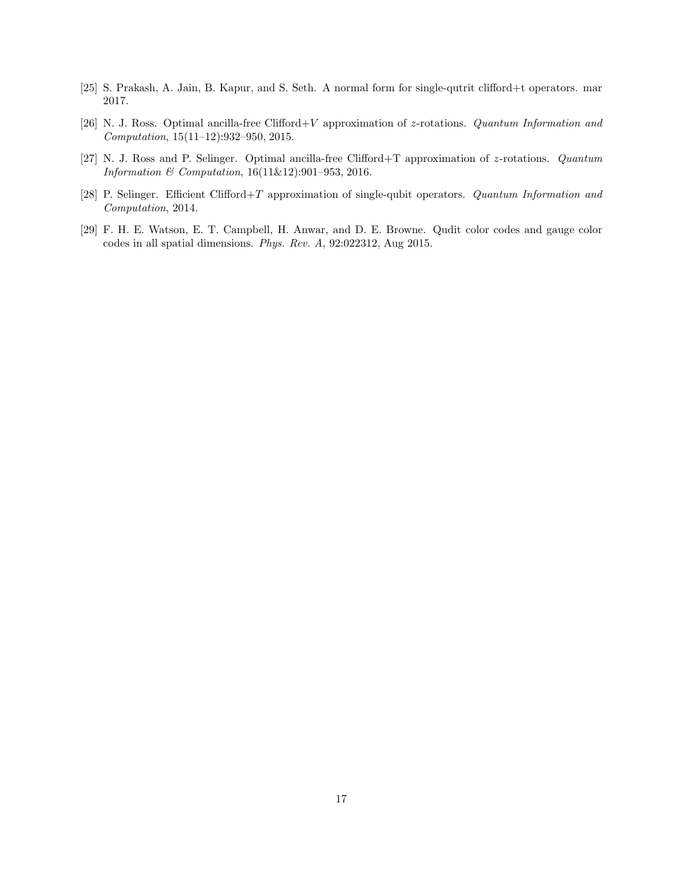[25] S. Prakash, A. Jain, B. Kapur, and S. Seth. A normal form for single-qutrit clifford+t operators. mar 2017.

[26] N. J. Ross. Optimal ancilla-free Clifford+$V$ approximation of $z$-rotations. *Quantum Information and Computation*, 15(11–12):932–950, 2015.

[27] N. J. Ross and P. Selinger. Optimal ancilla-free Clifford+T approximation of $z$-rotations. *Quantum Information & Computation*, 16(11&12):901–953, 2016.

[28] P. Selinger. Efficient Clifford+$T$ approximation of single-qubit operators. *Quantum Information and Computation*, 2014.

[29] F. H. E. Watson, E. T. Campbell, H. Anwar, and D. E. Browne. Qudit color codes and gauge color codes in all spatial dimensions. *Phys. Rev. A*, 92:022312, Aug 2015.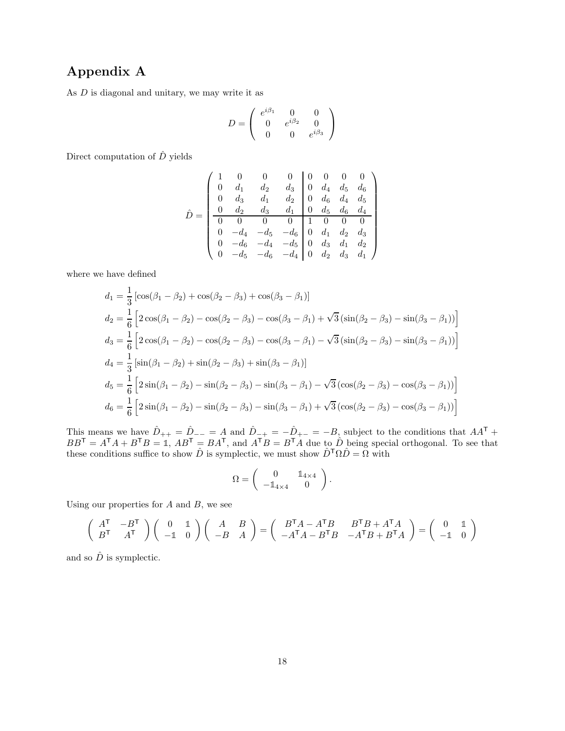# Appendix A

As $D$ is diagonal and unitary, we may write it as

$$D = \begin{pmatrix} e^{i\beta_1} & 0 & 0 \\ 0 & e^{i\beta_2} & 0 \\ 0 & 0 & e^{i\beta_3} \end{pmatrix}$$

Direct computation of $\hat{D}$ yields

$$\hat{D} = \left(\begin{array}{cccc|cccc} 1 & 0 & 0 & 0 & 0 & 0 & 0 & 0 \\ 0 & d_1 & d_2 & d_3 & 0 & d_4 & d_5 & d_6 \\ 0 & d_3 & d_1 & d_2 & 0 & d_6 & d_4 & d_5 \\ 0 & d_2 & d_3 & d_1 & 0 & d_5 & d_6 & d_4 \\ \hline 0 & 0 & 0 & 0 & 1 & 0 & 0 & 0 \\ 0 & -d_4 & -d_5 & -d_6 & 0 & d_1 & d_2 & d_3 \\ 0 & -d_6 & -d_4 & -d_5 & 0 & d_3 & d_1 & d_2 \\ 0 & -d_5 & -d_6 & -d_4 & 0 & d_2 & d_3 & d_1 \end{array}\right)$$

where we have defined

$$\begin{aligned}
d_1 &= \frac{1}{3}\left[\cos(\beta_1 - \beta_2) + \cos(\beta_2 - \beta_3) + \cos(\beta_3 - \beta_1)\right] \\
d_2 &= \frac{1}{6}\left[2\cos(\beta_1 - \beta_2) - \cos(\beta_2 - \beta_3) - \cos(\beta_3 - \beta_1) + \sqrt{3}\left(\sin(\beta_2 - \beta_3) - \sin(\beta_3 - \beta_1)\right)\right] \\
d_3 &= \frac{1}{6}\left[2\cos(\beta_1 - \beta_2) - \cos(\beta_2 - \beta_3) - \cos(\beta_3 - \beta_1) - \sqrt{3}\left(\sin(\beta_2 - \beta_3) - \sin(\beta_3 - \beta_1)\right)\right] \\
d_4 &= \frac{1}{3}\left[\sin(\beta_1 - \beta_2) + \sin(\beta_2 - \beta_3) + \sin(\beta_3 - \beta_1)\right] \\
d_5 &= \frac{1}{6}\left[2\sin(\beta_1 - \beta_2) - \sin(\beta_2 - \beta_3) - \sin(\beta_3 - \beta_1) - \sqrt{3}\left(\cos(\beta_2 - \beta_3) - \cos(\beta_3 - \beta_1)\right)\right] \\
d_6 &= \frac{1}{6}\left[2\sin(\beta_1 - \beta_2) - \sin(\beta_2 - \beta_3) - \sin(\beta_3 - \beta_1) + \sqrt{3}\left(\cos(\beta_2 - \beta_3) - \cos(\beta_3 - \beta_1)\right)\right]
\end{aligned}$$

This means we have $\hat{D}_{++} = \hat{D}_{--} = A$ and $\hat{D}_{-+} = -\hat{D}_{+-} = -B$, subject to the conditions that $AA^{\mathsf{T}} + BB^{\mathsf{T}} = A^{\mathsf{T}}A + B^{\mathsf{T}}B = \mathbb{1}$, $AB^{\mathsf{T}} = BA^{\mathsf{T}}$, and $A^{\mathsf{T}}B = B^{\mathsf{T}}A$ due to $\hat{D}$ being special orthogonal. To see that these conditions suffice to show $\hat{D}$ is symplectic, we must show $\hat{D}^{\mathsf{T}}\Omega\hat{D} = \Omega$ with

$$\Omega = \begin{pmatrix} 0 & \mathbb{1}_{4\times 4} \\ -\mathbb{1}_{4\times 4} & 0 \end{pmatrix}.$$

Using our properties for $A$ and $B$, we see

$$\begin{pmatrix} A^{\mathsf{T}} & -B^{\mathsf{T}} \\ B^{\mathsf{T}} & A^{\mathsf{T}} \end{pmatrix}\begin{pmatrix} 0 & \mathbb{1} \\ -\mathbb{1} & 0 \end{pmatrix}\begin{pmatrix} A & B \\ -B & A \end{pmatrix} = \begin{pmatrix} B^{\mathsf{T}}A - A^{\mathsf{T}}B & B^{\mathsf{T}}B + A^{\mathsf{T}}A \\ -A^{\mathsf{T}}A - B^{\mathsf{T}}B & -A^{\mathsf{T}}B + B^{\mathsf{T}}A \end{pmatrix} = \begin{pmatrix} 0 & \mathbb{1} \\ -\mathbb{1} & 0 \end{pmatrix}$$

and so $\hat{D}$ is symplectic.